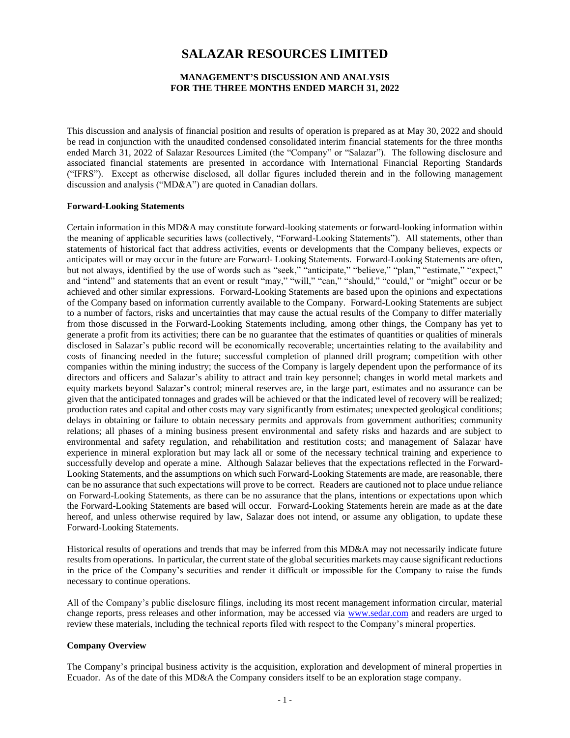# SALAZAR RESOURCES LIMITED

### MANAGEMENT'S DISCUSSION AND ANALYSIS
### FOR THE THREE MONTHS ENDED MARCH 31, 2022

This discussion and analysis of financial position and results of operation is prepared as at May 30, 2022 and should be read in conjunction with the unaudited condensed consolidated interim financial statements for the three months ended March 31, 2022 of Salazar Resources Limited (the "Company" or "Salazar"). The following disclosure and associated financial statements are presented in accordance with International Financial Reporting Standards ("IFRS"). Except as otherwise disclosed, all dollar figures included therein and in the following management discussion and analysis ("MD&A") are quoted in Canadian dollars.

**Forward-Looking Statements**

Certain information in this MD&A may constitute forward-looking statements or forward-looking information within the meaning of applicable securities laws (collectively, "Forward-Looking Statements"). All statements, other than statements of historical fact that address activities, events or developments that the Company believes, expects or anticipates will or may occur in the future are Forward- Looking Statements. Forward-Looking Statements are often, but not always, identified by the use of words such as "seek," "anticipate," "believe," "plan," "estimate," "expect," and "intend" and statements that an event or result "may," "will," "can," "should," "could," or "might" occur or be achieved and other similar expressions. Forward-Looking Statements are based upon the opinions and expectations of the Company based on information currently available to the Company. Forward-Looking Statements are subject to a number of factors, risks and uncertainties that may cause the actual results of the Company to differ materially from those discussed in the Forward-Looking Statements including, among other things, the Company has yet to generate a profit from its activities; there can be no guarantee that the estimates of quantities or qualities of minerals disclosed in Salazar's public record will be economically recoverable; uncertainties relating to the availability and costs of financing needed in the future; successful completion of planned drill program; competition with other companies within the mining industry; the success of the Company is largely dependent upon the performance of its directors and officers and Salazar's ability to attract and train key personnel; changes in world metal markets and equity markets beyond Salazar's control; mineral reserves are, in the large part, estimates and no assurance can be given that the anticipated tonnages and grades will be achieved or that the indicated level of recovery will be realized; production rates and capital and other costs may vary significantly from estimates; unexpected geological conditions; delays in obtaining or failure to obtain necessary permits and approvals from government authorities; community relations; all phases of a mining business present environmental and safety risks and hazards and are subject to environmental and safety regulation, and rehabilitation and restitution costs; and management of Salazar have experience in mineral exploration but may lack all or some of the necessary technical training and experience to successfully develop and operate a mine. Although Salazar believes that the expectations reflected in the Forward-Looking Statements, and the assumptions on which such Forward-Looking Statements are made, are reasonable, there can be no assurance that such expectations will prove to be correct. Readers are cautioned not to place undue reliance on Forward-Looking Statements, as there can be no assurance that the plans, intentions or expectations upon which the Forward-Looking Statements are based will occur. Forward-Looking Statements herein are made as at the date hereof, and unless otherwise required by law, Salazar does not intend, or assume any obligation, to update these Forward-Looking Statements.

Historical results of operations and trends that may be inferred from this MD&A may not necessarily indicate future results from operations. In particular, the current state of the global securities markets may cause significant reductions in the price of the Company's securities and render it difficult or impossible for the Company to raise the funds necessary to continue operations.

All of the Company's public disclosure filings, including its most recent management information circular, material change reports, press releases and other information, may be accessed via www.sedar.com and readers are urged to review these materials, including the technical reports filed with respect to the Company's mineral properties.

**Company Overview**

The Company's principal business activity is the acquisition, exploration and development of mineral properties in Ecuador. As of the date of this MD&A the Company considers itself to be an exploration stage company.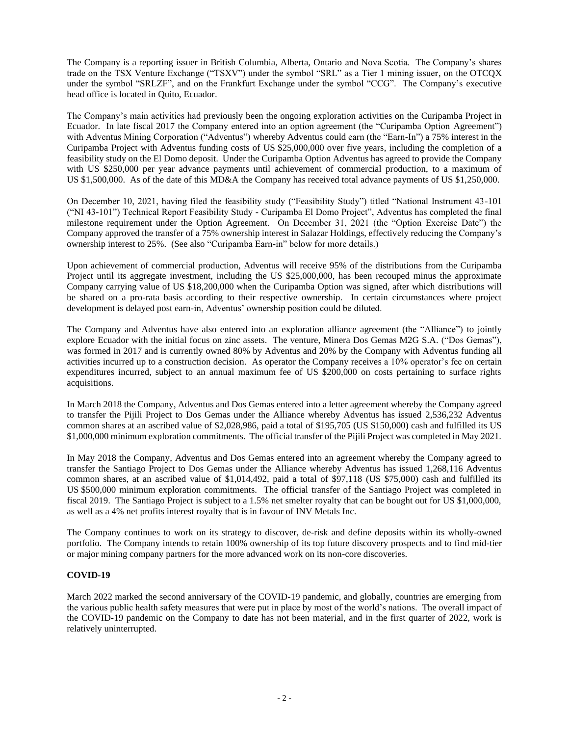The Company is a reporting issuer in British Columbia, Alberta, Ontario and Nova Scotia. The Company's shares trade on the TSX Venture Exchange ("TSXV") under the symbol "SRL" as a Tier 1 mining issuer, on the OTCQX under the symbol "SRLZF", and on the Frankfurt Exchange under the symbol "CCG". The Company's executive head office is located in Quito, Ecuador.

The Company's main activities had previously been the ongoing exploration activities on the Curipamba Project in Ecuador. In late fiscal 2017 the Company entered into an option agreement (the "Curipamba Option Agreement") with Adventus Mining Corporation ("Adventus") whereby Adventus could earn (the "Earn-In") a 75% interest in the Curipamba Project with Adventus funding costs of US $25,000,000 over five years, including the completion of a feasibility study on the El Domo deposit. Under the Curipamba Option Adventus has agreed to provide the Company with US $250,000 per year advance payments until achievement of commercial production, to a maximum of US $1,500,000. As of the date of this MD&A the Company has received total advance payments of US $1,250,000.

On December 10, 2021, having filed the feasibility study ("Feasibility Study") titled "National Instrument 43-101 ("NI 43-101") Technical Report Feasibility Study - Curipamba El Domo Project", Adventus has completed the final milestone requirement under the Option Agreement. On December 31, 2021 (the "Option Exercise Date") the Company approved the transfer of a 75% ownership interest in Salazar Holdings, effectively reducing the Company's ownership interest to 25%. (See also "Curipamba Earn-in" below for more details.)

Upon achievement of commercial production, Adventus will receive 95% of the distributions from the Curipamba Project until its aggregate investment, including the US $25,000,000, has been recouped minus the approximate Company carrying value of US $18,200,000 when the Curipamba Option was signed, after which distributions will be shared on a pro-rata basis according to their respective ownership. In certain circumstances where project development is delayed post earn-in, Adventus' ownership position could be diluted.

The Company and Adventus have also entered into an exploration alliance agreement (the "Alliance") to jointly explore Ecuador with the initial focus on zinc assets. The venture, Minera Dos Gemas M2G S.A. ("Dos Gemas"), was formed in 2017 and is currently owned 80% by Adventus and 20% by the Company with Adventus funding all activities incurred up to a construction decision. As operator the Company receives a 10% operator's fee on certain expenditures incurred, subject to an annual maximum fee of US $200,000 on costs pertaining to surface rights acquisitions.

In March 2018 the Company, Adventus and Dos Gemas entered into a letter agreement whereby the Company agreed to transfer the Pijili Project to Dos Gemas under the Alliance whereby Adventus has issued 2,536,232 Adventus common shares at an ascribed value of $2,028,986, paid a total of $195,705 (US $150,000) cash and fulfilled its US $1,000,000 minimum exploration commitments. The official transfer of the Pijili Project was completed in May 2021.

In May 2018 the Company, Adventus and Dos Gemas entered into an agreement whereby the Company agreed to transfer the Santiago Project to Dos Gemas under the Alliance whereby Adventus has issued 1,268,116 Adventus common shares, at an ascribed value of $1,014,492, paid a total of $97,118 (US $75,000) cash and fulfilled its US $500,000 minimum exploration commitments. The official transfer of the Santiago Project was completed in fiscal 2019. The Santiago Project is subject to a 1.5% net smelter royalty that can be bought out for US $1,000,000, as well as a 4% net profits interest royalty that is in favour of INV Metals Inc.

The Company continues to work on its strategy to discover, de-risk and define deposits within its wholly-owned portfolio. The Company intends to retain 100% ownership of its top future discovery prospects and to find mid-tier or major mining company partners for the more advanced work on its non-core discoveries.

**COVID-19**

March 2022 marked the second anniversary of the COVID-19 pandemic, and globally, countries are emerging from the various public health safety measures that were put in place by most of the world's nations. The overall impact of the COVID-19 pandemic on the Company to date has not been material, and in the first quarter of 2022, work is relatively uninterrupted.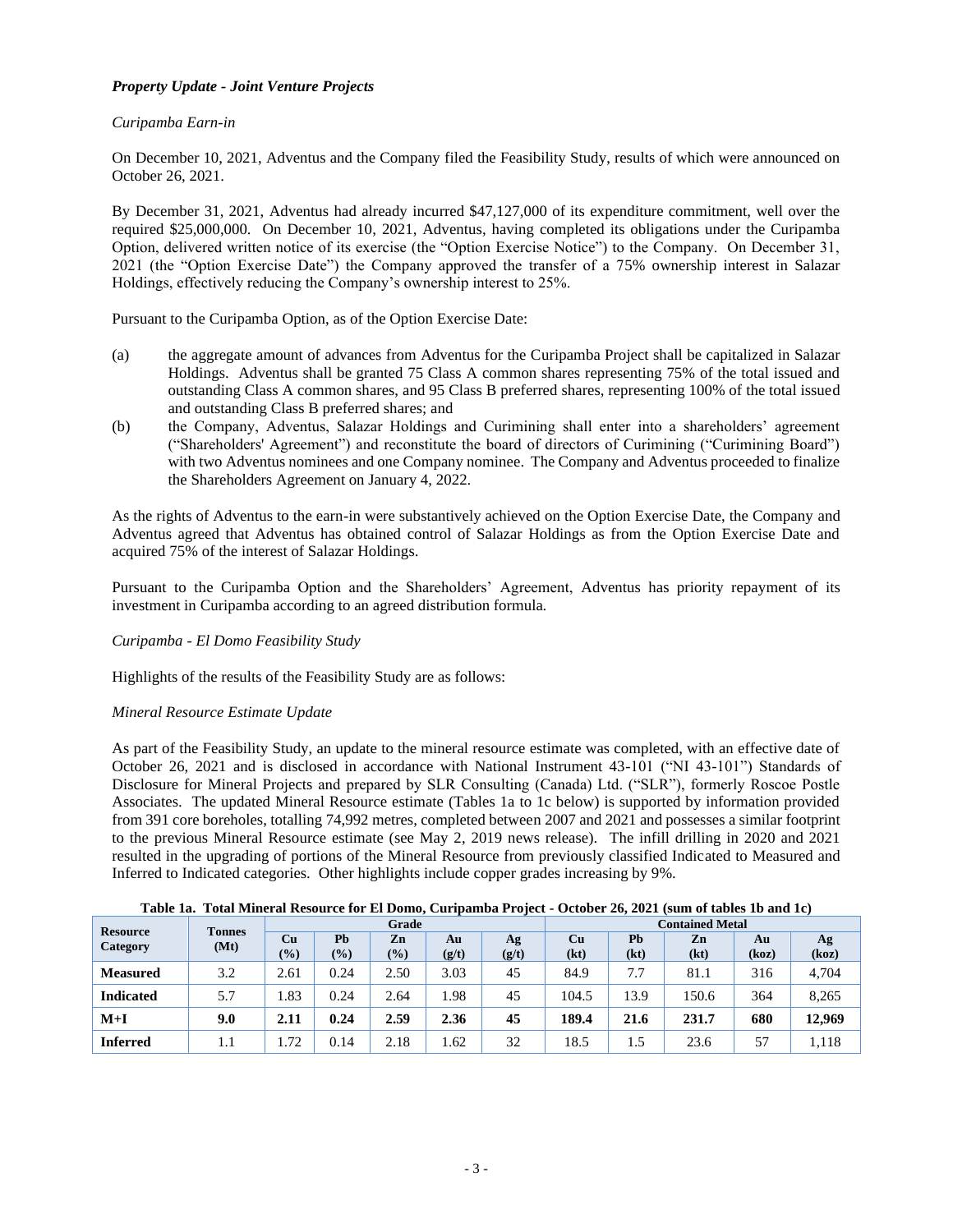***Property Update - Joint Venture Projects***

*Curipamba Earn-in*

On December 10, 2021, Adventus and the Company filed the Feasibility Study, results of which were announced on October 26, 2021.

By December 31, 2021, Adventus had already incurred $47,127,000 of its expenditure commitment, well over the required $25,000,000. On December 10, 2021, Adventus, having completed its obligations under the Curipamba Option, delivered written notice of its exercise (the "Option Exercise Notice") to the Company. On December 31, 2021 (the "Option Exercise Date") the Company approved the transfer of a 75% ownership interest in Salazar Holdings, effectively reducing the Company's ownership interest to 25%.

Pursuant to the Curipamba Option, as of the Option Exercise Date:

(a) the aggregate amount of advances from Adventus for the Curipamba Project shall be capitalized in Salazar Holdings. Adventus shall be granted 75 Class A common shares representing 75% of the total issued and outstanding Class A common shares, and 95 Class B preferred shares, representing 100% of the total issued and outstanding Class B preferred shares; and

(b) the Company, Adventus, Salazar Holdings and Curimining shall enter into a shareholders' agreement ("Shareholders' Agreement") and reconstitute the board of directors of Curimining ("Curimining Board") with two Adventus nominees and one Company nominee. The Company and Adventus proceeded to finalize the Shareholders Agreement on January 4, 2022.

As the rights of Adventus to the earn-in were substantively achieved on the Option Exercise Date, the Company and Adventus agreed that Adventus has obtained control of Salazar Holdings as from the Option Exercise Date and acquired 75% of the interest of Salazar Holdings.

Pursuant to the Curipamba Option and the Shareholders' Agreement, Adventus has priority repayment of its investment in Curipamba according to an agreed distribution formula.

*Curipamba - El Domo Feasibility Study*

Highlights of the results of the Feasibility Study are as follows:

*Mineral Resource Estimate Update*

As part of the Feasibility Study, an update to the mineral resource estimate was completed, with an effective date of October 26, 2021 and is disclosed in accordance with National Instrument 43-101 ("NI 43-101") Standards of Disclosure for Mineral Projects and prepared by SLR Consulting (Canada) Ltd. ("SLR"), formerly Roscoe Postle Associates. The updated Mineral Resource estimate (Tables 1a to 1c below) is supported by information provided from 391 core boreholes, totalling 74,992 metres, completed between 2007 and 2021 and possesses a similar footprint to the previous Mineral Resource estimate (see May 2, 2019 news release). The infill drilling in 2020 and 2021 resulted in the upgrading of portions of the Mineral Resource from previously classified Indicated to Measured and Inferred to Indicated categories. Other highlights include copper grades increasing by 9%.

**Table 1a. Total Mineral Resource for El Domo, Curipamba Project - October 26, 2021 (sum of tables 1b and 1c)**

| Resource Category | Tonnes (Mt) | Grade | | | | | Contained Metal | | | | |
|---|---|---|---|---|---|---|---|---|---|---|---|
| | | Cu (%) | Pb (%) | Zn (%) | Au (g/t) | Ag (g/t) | Cu (kt) | Pb (kt) | Zn (kt) | Au (koz) | Ag (koz) |
| **Measured** | 3.2 | 2.61 | 0.24 | 2.50 | 3.03 | 45 | 84.9 | 7.7 | 81.1 | 316 | 4,704 |
| **Indicated** | 5.7 | 1.83 | 0.24 | 2.64 | 1.98 | 45 | 104.5 | 13.9 | 150.6 | 364 | 8,265 |
| **M+I** | **9.0** | **2.11** | **0.24** | **2.59** | **2.36** | **45** | **189.4** | **21.6** | **231.7** | **680** | **12,969** |
| **Inferred** | 1.1 | 1.72 | 0.14 | 2.18 | 1.62 | 32 | 18.5 | 1.5 | 23.6 | 57 | 1,118 |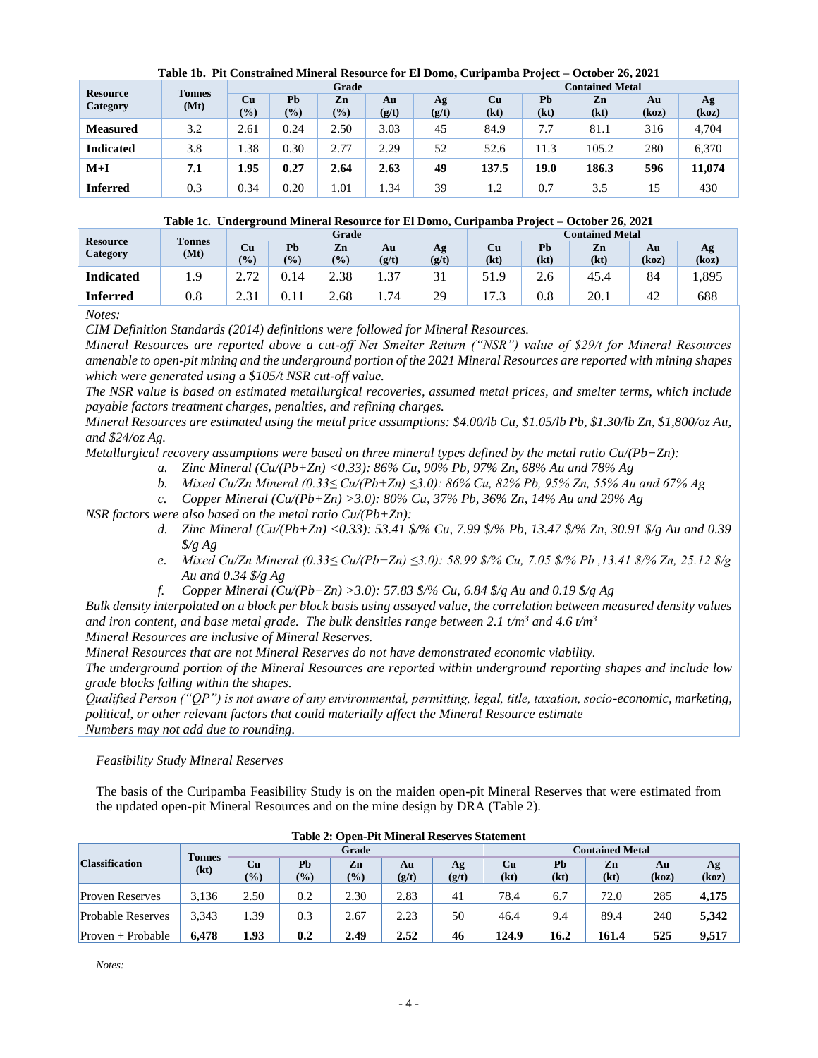**Table 1b. Pit Constrained Mineral Resource for El Domo, Curipamba Project – October 26, 2021**

| Resource Category | Tonnes (Mt) | Grade | | | | | Contained Metal | | | | |
|---|---|---|---|---|---|---|---|---|---|---|---|
| | | Cu (%) | Pb (%) | Zn (%) | Au (g/t) | Ag (g/t) | Cu (kt) | Pb (kt) | Zn (kt) | Au (koz) | Ag (koz) |
| **Measured** | 3.2 | 2.61 | 0.24 | 2.50 | 3.03 | 45 | 84.9 | 7.7 | 81.1 | 316 | 4,704 |
| **Indicated** | 3.8 | 1.38 | 0.30 | 2.77 | 2.29 | 52 | 52.6 | 11.3 | 105.2 | 280 | 6,370 |
| **M+I** | **7.1** | **1.95** | **0.27** | **2.64** | **2.63** | **49** | **137.5** | **19.0** | **186.3** | **596** | **11,074** |
| **Inferred** | 0.3 | 0.34 | 0.20 | 1.01 | 1.34 | 39 | 1.2 | 0.7 | 3.5 | 15 | 430 |

**Table 1c. Underground Mineral Resource for El Domo, Curipamba Project – October 26, 2021**

| Resource Category | Tonnes (Mt) | Grade | | | | | Contained Metal | | | | |
|---|---|---|---|---|---|---|---|---|---|---|---|
| | | Cu (%) | Pb (%) | Zn (%) | Au (g/t) | Ag (g/t) | Cu (kt) | Pb (kt) | Zn (kt) | Au (koz) | Ag (koz) |
| **Indicated** | 1.9 | 2.72 | 0.14 | 2.38 | 1.37 | 31 | 51.9 | 2.6 | 45.4 | 84 | 1,895 |
| **Inferred** | 0.8 | 2.31 | 0.11 | 2.68 | 1.74 | 29 | 17.3 | 0.8 | 20.1 | 42 | 688 |

*Notes:*

*CIM Definition Standards (2014) definitions were followed for Mineral Resources.*

*Mineral Resources are reported above a cut-off Net Smelter Return ("NSR") value of $29/t for Mineral Resources amenable to open-pit mining and the underground portion of the 2021 Mineral Resources are reported with mining shapes which were generated using a $105/t NSR cut-off value.*

*The NSR value is based on estimated metallurgical recoveries, assumed metal prices, and smelter terms, which include payable factors treatment charges, penalties, and refining charges.*

*Mineral Resources are estimated using the metal price assumptions: $4.00/lb Cu, $1.05/lb Pb, $1.30/lb Zn, $1,800/oz Au, and $24/oz Ag.*

*Metallurgical recovery assumptions were based on three mineral types defined by the metal ratio Cu/(Pb+Zn):*

a. *Zinc Mineral (Cu/(Pb+Zn) <0.33): 86% Cu, 90% Pb, 97% Zn, 68% Au and 78% Ag*
b. *Mixed Cu/Zn Mineral (0.33≤ Cu/(Pb+Zn) ≤3.0): 86% Cu, 82% Pb, 95% Zn, 55% Au and 67% Ag*
c. *Copper Mineral (Cu/(Pb+Zn) >3.0): 80% Cu, 37% Pb, 36% Zn, 14% Au and 29% Ag*

*NSR factors were also based on the metal ratio Cu/(Pb+Zn):*

d. *Zinc Mineral (Cu/(Pb+Zn) <0.33): 53.41 $/% Cu, 7.99 $/% Pb, 13.47 $/% Zn, 30.91 $/g Au and 0.39 $/g Ag*
e. *Mixed Cu/Zn Mineral (0.33≤ Cu/(Pb+Zn) ≤3.0): 58.99 $/% Cu, 7.05 $/% Pb ,13.41 $/% Zn, 25.12 $/g Au and 0.34 $/g Ag*
f. *Copper Mineral (Cu/(Pb+Zn) >3.0): 57.83 $/% Cu, 6.84 $/g Au and 0.19 $/g Ag*

*Bulk density interpolated on a block per block basis using assayed value, the correlation between measured density values and iron content, and base metal grade. The bulk densities range between 2.1 t/m$^3$ and 4.6 t/m$^3$*

*Mineral Resources are inclusive of Mineral Reserves.*

*Mineral Resources that are not Mineral Reserves do not have demonstrated economic viability.*

*The underground portion of the Mineral Resources are reported within underground reporting shapes and include low grade blocks falling within the shapes.*

*Qualified Person ("QP") is not aware of any environmental, permitting, legal, title, taxation, socio-economic, marketing, political, or other relevant factors that could materially affect the Mineral Resource estimate*

*Numbers may not add due to rounding.*

*Feasibility Study Mineral Reserves*

The basis of the Curipamba Feasibility Study is on the maiden open-pit Mineral Reserves that were estimated from the updated open-pit Mineral Resources and on the mine design by DRA (Table 2).

**Table 2: Open-Pit Mineral Reserves Statement**

| Classification | Tonnes (kt) | Grade | | | | | Contained Metal | | | | |
|---|---|---|---|---|---|---|---|---|---|---|---|
| | | Cu (%) | Pb (%) | Zn (%) | Au (g/t) | Ag (g/t) | Cu (kt) | Pb (kt) | Zn (kt) | Au (koz) | Ag (koz) |
| Proven Reserves | 3,136 | 2.50 | 0.2 | 2.30 | 2.83 | 41 | 78.4 | 6.7 | 72.0 | 285 | **4,175** |
| Probable Reserves | 3,343 | 1.39 | 0.3 | 2.67 | 2.23 | 50 | 46.4 | 9.4 | 89.4 | 240 | **5,342** |
| Proven + Probable | **6,478** | **1.93** | **0.2** | **2.49** | **2.52** | **46** | **124.9** | **16.2** | **161.4** | **525** | **9,517** |

*Notes:*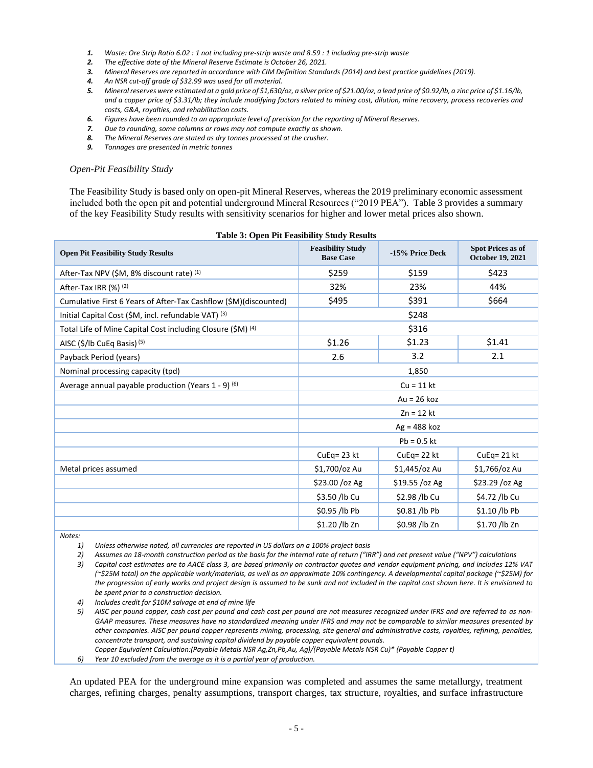1. *Waste: Ore Strip Ratio 6.02 : 1 not including pre-strip waste and 8.59 : 1 including pre-strip waste*
2. *The effective date of the Mineral Reserve Estimate is October 26, 2021.*
3. *Mineral Reserves are reported in accordance with CIM Definition Standards (2014) and best practice guidelines (2019).*
4. *An NSR cut-off grade of $32.99 was used for all material.*
5. *Mineral reserves were estimated at a gold price of $1,630/oz, a silver price of $21.00/oz, a lead price of $0.92/lb, a zinc price of $1.16/lb, and a copper price of $3.31/lb; they include modifying factors related to mining cost, dilution, mine recovery, process recoveries and costs, G&A, royalties, and rehabilitation costs.*
6. *Figures have been rounded to an appropriate level of precision for the reporting of Mineral Reserves.*
7. *Due to rounding, some columns or rows may not compute exactly as shown.*
8. *The Mineral Reserves are stated as dry tonnes processed at the crusher.*
9. *Tonnages are presented in metric tonnes*

*Open-Pit Feasibility Study*

The Feasibility Study is based only on open-pit Mineral Reserves, whereas the 2019 preliminary economic assessment included both the open pit and potential underground Mineral Resources ("2019 PEA"). Table 3 provides a summary of the key Feasibility Study results with sensitivity scenarios for higher and lower metal prices also shown.

**Table 3: Open Pit Feasibility Study Results**

| Open Pit Feasibility Study Results | Feasibility Study Base Case | -15% Price Deck | Spot Prices as of October 19, 2021 |
|---|---|---|---|
| After-Tax NPV ($M, 8% discount rate) (1) | $259 | $159 | $423 |
| After-Tax IRR (%) (2) | 32% | 23% | 44% |
| Cumulative First 6 Years of After-Tax Cashflow ($M)(discounted) | $495 | $391 | $664 |
| Initial Capital Cost ($M, incl. refundable VAT) (3) | $248 | | |
| Total Life of Mine Capital Cost including Closure ($M) (4) | $316 | | |
| AISC ($/lb CuEq Basis) (5) | $1.26 | $1.23 | $1.41 |
| Payback Period (years) | 2.6 | 3.2 | 2.1 |
| Nominal processing capacity (tpd) | 1,850 | | |
| Average annual payable production (Years 1 - 9) (6) | Cu = 11 kt | | |
| | Au = 26 koz | | |
| | Zn = 12 kt | | |
| | Ag = 488 koz | | |
| | Pb = 0.5 kt | | |
| | CuEq= 23 kt | CuEq= 22 kt | CuEq= 21 kt |
| Metal prices assumed | $1,700/oz Au | $1,445/oz Au | $1,766/oz Au |
| | $23.00 /oz Ag | $19.55 /oz Ag | $23.29 /oz Ag |
| | $3.50 /lb Cu | $2.98 /lb Cu | $4.72 /lb Cu |
| | $0.95 /lb Pb | $0.81 /lb Pb | $1.10 /lb Pb |
| | $1.20 /lb Zn | $0.98 /lb Zn | $1.70 /lb Zn |

*Notes:*

1) *Unless otherwise noted, all currencies are reported in US dollars on a 100% project basis*
2) *Assumes an 18-month construction period as the basis for the internal rate of return ("IRR") and net present value ("NPV") calculations*
3) *Capital cost estimates are to AACE class 3, are based primarily on contractor quotes and vendor equipment pricing, and includes 12% VAT (~$25M total) on the applicable work/materials, as well as an approximate 10% contingency. A developmental capital package (~$25M) for the progression of early works and project design is assumed to be sunk and not included in the capital cost shown here. It is envisioned to be spent prior to a construction decision.*
4) *Includes credit for $10M salvage at end of mine life*
5) *AISC per pound copper, cash cost per pound and cash cost per pound are not measures recognized under IFRS and are referred to as non-GAAP measures. These measures have no standardized meaning under IFRS and may not be comparable to similar measures presented by other companies. AISC per pound copper represents mining, processing, site general and administrative costs, royalties, refining, penalties, concentrate transport, and sustaining capital dividend by payable copper equivalent pounds.*
   *Copper Equivalent Calculation:(Payable Metals NSR Ag,Zn,Pb,Au, Ag)/(Payable Metals NSR Cu)\* (Payable Copper t)*
6) *Year 10 excluded from the average as it is a partial year of production.*

An updated PEA for the underground mine expansion was completed and assumes the same metallurgy, treatment charges, refining charges, penalty assumptions, transport charges, tax structure, royalties, and surface infrastructure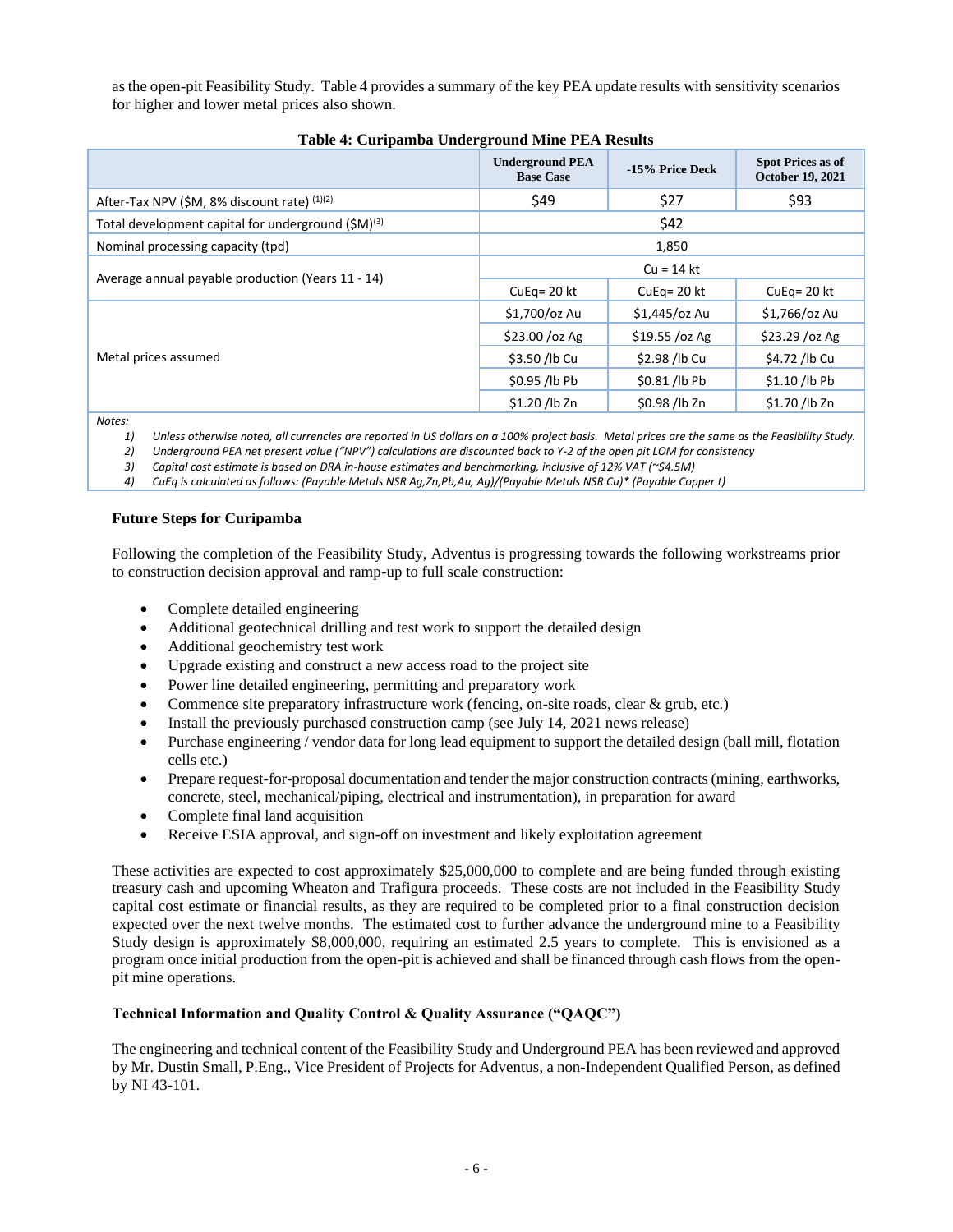as the open-pit Feasibility Study. Table 4 provides a summary of the key PEA update results with sensitivity scenarios for higher and lower metal prices also shown.

**Table 4: Curipamba Underground Mine PEA Results**

| | Underground PEA Base Case | -15% Price Deck | Spot Prices as of October 19, 2021 |
|---|---|---|---|
| After-Tax NPV ($M, 8% discount rate) (1)(2) | $49 | $27 | $93 |
| Total development capital for underground ($M)(3) | $42 | | |
| Nominal processing capacity (tpd) | 1,850 | | |
| Average annual payable production (Years 11 - 14) | Cu = 14 kt | | |
| | CuEq= 20 kt | CuEq= 20 kt | CuEq= 20 kt |
| Metal prices assumed | $1,700/oz Au | $1,445/oz Au | $1,766/oz Au |
| | $23.00 /oz Ag | $19.55 /oz Ag | $23.29 /oz Ag |
| | $3.50 /lb Cu | $2.98 /lb Cu | $4.72 /lb Cu |
| | $0.95 /lb Pb | $0.81 /lb Pb | $1.10 /lb Pb |
| | $1.20 /lb Zn | $0.98 /lb Zn | $1.70 /lb Zn |

*Notes:*

1) *Unless otherwise noted, all currencies are reported in US dollars on a 100% project basis. Metal prices are the same as the Feasibility Study.*
2) *Underground PEA net present value ("NPV") calculations are discounted back to Y-2 of the open pit LOM for consistency*
3) *Capital cost estimate is based on DRA in-house estimates and benchmarking, inclusive of 12% VAT (~$4.5M)*
4) *CuEq is calculated as follows: (Payable Metals NSR Ag,Zn,Pb,Au, Ag)/(Payable Metals NSR Cu)* (Payable Copper t)*

**Future Steps for Curipamba**

Following the completion of the Feasibility Study, Adventus is progressing towards the following workstreams prior to construction decision approval and ramp-up to full scale construction:

- Complete detailed engineering
- Additional geotechnical drilling and test work to support the detailed design
- Additional geochemistry test work
- Upgrade existing and construct a new access road to the project site
- Power line detailed engineering, permitting and preparatory work
- Commence site preparatory infrastructure work (fencing, on-site roads, clear & grub, etc.)
- Install the previously purchased construction camp (see July 14, 2021 news release)
- Purchase engineering / vendor data for long lead equipment to support the detailed design (ball mill, flotation cells etc.)
- Prepare request-for-proposal documentation and tender the major construction contracts (mining, earthworks, concrete, steel, mechanical/piping, electrical and instrumentation), in preparation for award
- Complete final land acquisition
- Receive ESIA approval, and sign-off on investment and likely exploitation agreement

These activities are expected to cost approximately $25,000,000 to complete and are being funded through existing treasury cash and upcoming Wheaton and Trafigura proceeds. These costs are not included in the Feasibility Study capital cost estimate or financial results, as they are required to be completed prior to a final construction decision expected over the next twelve months. The estimated cost to further advance the underground mine to a Feasibility Study design is approximately $8,000,000, requiring an estimated 2.5 years to complete. This is envisioned as a program once initial production from the open-pit is achieved and shall be financed through cash flows from the open-pit mine operations.

**Technical Information and Quality Control & Quality Assurance ("QAQC")**

The engineering and technical content of the Feasibility Study and Underground PEA has been reviewed and approved by Mr. Dustin Small, P.Eng., Vice President of Projects for Adventus, a non-Independent Qualified Person, as defined by NI 43-101.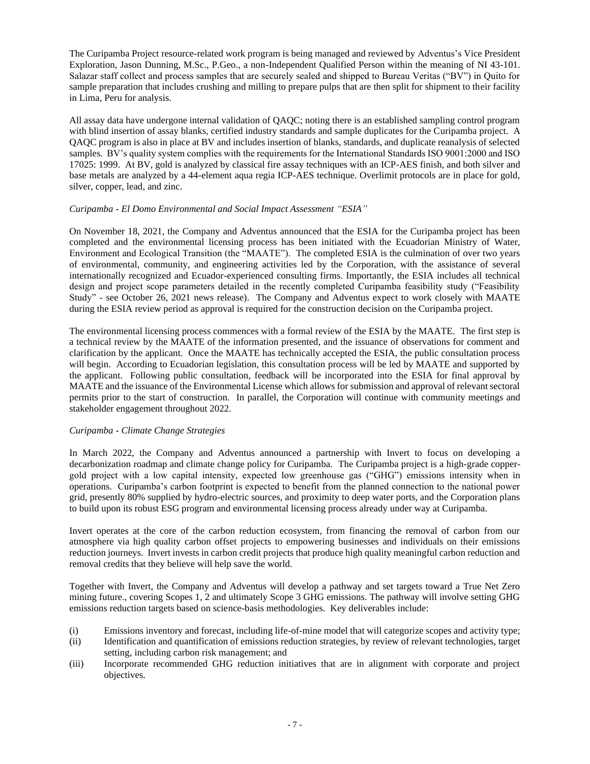The Curipamba Project resource-related work program is being managed and reviewed by Adventus's Vice President Exploration, Jason Dunning, M.Sc., P.Geo., a non-Independent Qualified Person within the meaning of NI 43-101. Salazar staff collect and process samples that are securely sealed and shipped to Bureau Veritas ("BV") in Quito for sample preparation that includes crushing and milling to prepare pulps that are then split for shipment to their facility in Lima, Peru for analysis.

All assay data have undergone internal validation of QAQC; noting there is an established sampling control program with blind insertion of assay blanks, certified industry standards and sample duplicates for the Curipamba project. A QAQC program is also in place at BV and includes insertion of blanks, standards, and duplicate reanalysis of selected samples. BV's quality system complies with the requirements for the International Standards ISO 9001:2000 and ISO 17025: 1999. At BV, gold is analyzed by classical fire assay techniques with an ICP-AES finish, and both silver and base metals are analyzed by a 44-element aqua regia ICP-AES technique. Overlimit protocols are in place for gold, silver, copper, lead, and zinc.

*Curipamba - El Domo Environmental and Social Impact Assessment "ESIA"*

On November 18, 2021, the Company and Adventus announced that the ESIA for the Curipamba project has been completed and the environmental licensing process has been initiated with the Ecuadorian Ministry of Water, Environment and Ecological Transition (the "MAATE"). The completed ESIA is the culmination of over two years of environmental, community, and engineering activities led by the Corporation, with the assistance of several internationally recognized and Ecuador-experienced consulting firms. Importantly, the ESIA includes all technical design and project scope parameters detailed in the recently completed Curipamba feasibility study ("Feasibility Study" - see October 26, 2021 news release). The Company and Adventus expect to work closely with MAATE during the ESIA review period as approval is required for the construction decision on the Curipamba project.

The environmental licensing process commences with a formal review of the ESIA by the MAATE. The first step is a technical review by the MAATE of the information presented, and the issuance of observations for comment and clarification by the applicant. Once the MAATE has technically accepted the ESIA, the public consultation process will begin. According to Ecuadorian legislation, this consultation process will be led by MAATE and supported by the applicant. Following public consultation, feedback will be incorporated into the ESIA for final approval by MAATE and the issuance of the Environmental License which allows for submission and approval of relevant sectoral permits prior to the start of construction. In parallel, the Corporation will continue with community meetings and stakeholder engagement throughout 2022.

*Curipamba - Climate Change Strategies*

In March 2022, the Company and Adventus announced a partnership with Invert to focus on developing a decarbonization roadmap and climate change policy for Curipamba. The Curipamba project is a high-grade copper-gold project with a low capital intensity, expected low greenhouse gas ("GHG") emissions intensity when in operations. Curipamba's carbon footprint is expected to benefit from the planned connection to the national power grid, presently 80% supplied by hydro-electric sources, and proximity to deep water ports, and the Corporation plans to build upon its robust ESG program and environmental licensing process already under way at Curipamba.

Invert operates at the core of the carbon reduction ecosystem, from financing the removal of carbon from our atmosphere via high quality carbon offset projects to empowering businesses and individuals on their emissions reduction journeys. Invert invests in carbon credit projects that produce high quality meaningful carbon reduction and removal credits that they believe will help save the world.

Together with Invert, the Company and Adventus will develop a pathway and set targets toward a True Net Zero mining future., covering Scopes 1, 2 and ultimately Scope 3 GHG emissions. The pathway will involve setting GHG emissions reduction targets based on science-basis methodologies. Key deliverables include:

(i) Emissions inventory and forecast, including life-of-mine model that will categorize scopes and activity type;

(ii) Identification and quantification of emissions reduction strategies, by review of relevant technologies, target setting, including carbon risk management; and

(iii) Incorporate recommended GHG reduction initiatives that are in alignment with corporate and project objectives.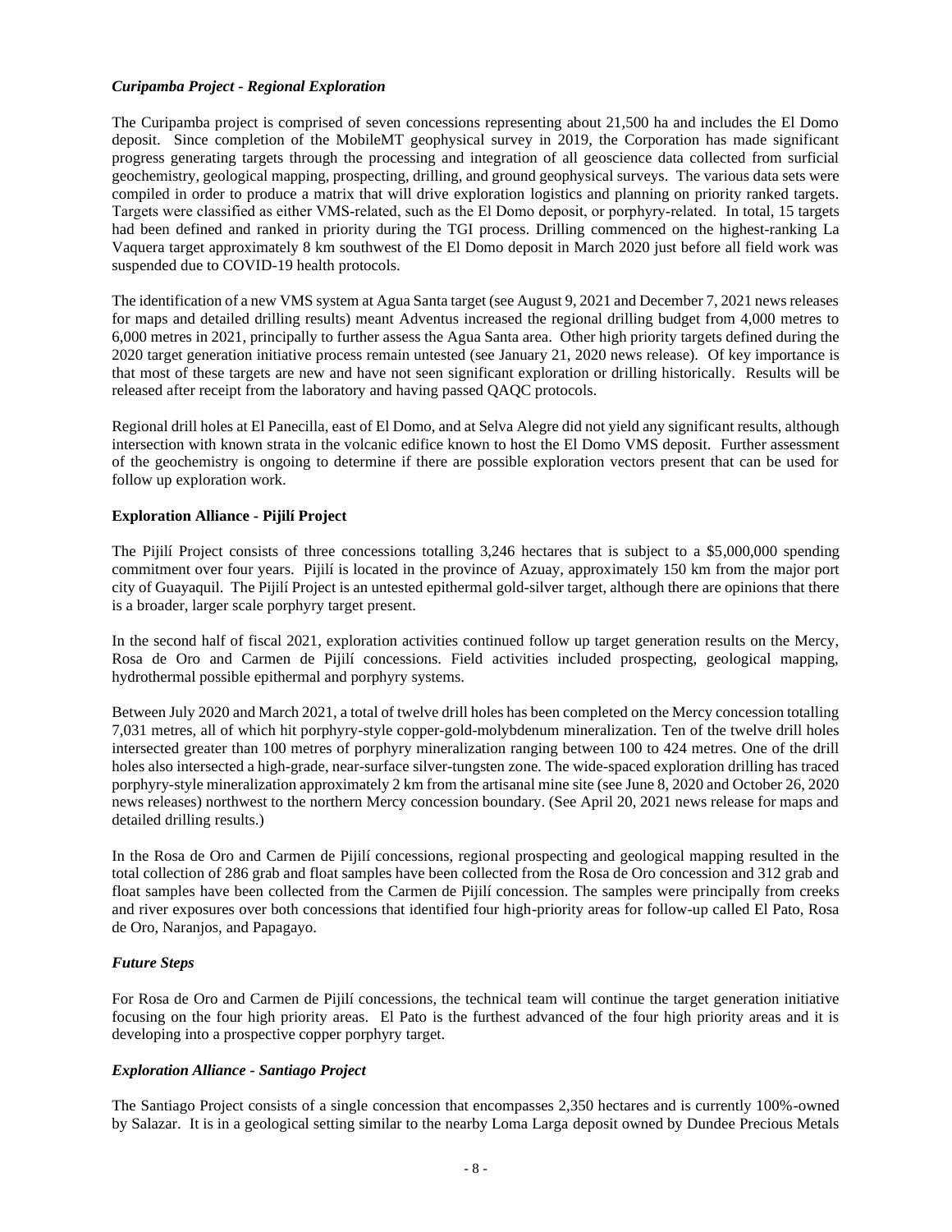### *Curipamba Project - Regional Exploration*

The Curipamba project is comprised of seven concessions representing about 21,500 ha and includes the El Domo deposit. Since completion of the MobileMT geophysical survey in 2019, the Corporation has made significant progress generating targets through the processing and integration of all geoscience data collected from surficial geochemistry, geological mapping, prospecting, drilling, and ground geophysical surveys. The various data sets were compiled in order to produce a matrix that will drive exploration logistics and planning on priority ranked targets. Targets were classified as either VMS-related, such as the El Domo deposit, or porphyry-related. In total, 15 targets had been defined and ranked in priority during the TGI process. Drilling commenced on the highest-ranking La Vaquera target approximately 8 km southwest of the El Domo deposit in March 2020 just before all field work was suspended due to COVID-19 health protocols.

The identification of a new VMS system at Agua Santa target (see August 9, 2021 and December 7, 2021 news releases for maps and detailed drilling results) meant Adventus increased the regional drilling budget from 4,000 metres to 6,000 metres in 2021, principally to further assess the Agua Santa area. Other high priority targets defined during the 2020 target generation initiative process remain untested (see January 21, 2020 news release). Of key importance is that most of these targets are new and have not seen significant exploration or drilling historically. Results will be released after receipt from the laboratory and having passed QAQC protocols.

Regional drill holes at El Panecilla, east of El Domo, and at Selva Alegre did not yield any significant results, although intersection with known strata in the volcanic edifice known to host the El Domo VMS deposit. Further assessment of the geochemistry is ongoing to determine if there are possible exploration vectors present that can be used for follow up exploration work.

### **Exploration Alliance - Pijilí Project**

The Pijilí Project consists of three concessions totalling 3,246 hectares that is subject to a $5,000,000 spending commitment over four years. Pijilí is located in the province of Azuay, approximately 150 km from the major port city of Guayaquil. The Pijilí Project is an untested epithermal gold-silver target, although there are opinions that there is a broader, larger scale porphyry target present.

In the second half of fiscal 2021, exploration activities continued follow up target generation results on the Mercy, Rosa de Oro and Carmen de Pijilí concessions. Field activities included prospecting, geological mapping, hydrothermal possible epithermal and porphyry systems.

Between July 2020 and March 2021, a total of twelve drill holes has been completed on the Mercy concession totalling 7,031 metres, all of which hit porphyry-style copper-gold-molybdenum mineralization. Ten of the twelve drill holes intersected greater than 100 metres of porphyry mineralization ranging between 100 to 424 metres. One of the drill holes also intersected a high-grade, near-surface silver-tungsten zone. The wide-spaced exploration drilling has traced porphyry-style mineralization approximately 2 km from the artisanal mine site (see June 8, 2020 and October 26, 2020 news releases) northwest to the northern Mercy concession boundary. (See April 20, 2021 news release for maps and detailed drilling results.)

In the Rosa de Oro and Carmen de Pijilí concessions, regional prospecting and geological mapping resulted in the total collection of 286 grab and float samples have been collected from the Rosa de Oro concession and 312 grab and float samples have been collected from the Carmen de Pijilí concession. The samples were principally from creeks and river exposures over both concessions that identified four high-priority areas for follow-up called El Pato, Rosa de Oro, Naranjos, and Papagayo.

### *Future Steps*

For Rosa de Oro and Carmen de Pijilí concessions, the technical team will continue the target generation initiative focusing on the four high priority areas. El Pato is the furthest advanced of the four high priority areas and it is developing into a prospective copper porphyry target.

### *Exploration Alliance - Santiago Project*

The Santiago Project consists of a single concession that encompasses 2,350 hectares and is currently 100%-owned by Salazar. It is in a geological setting similar to the nearby Loma Larga deposit owned by Dundee Precious Metals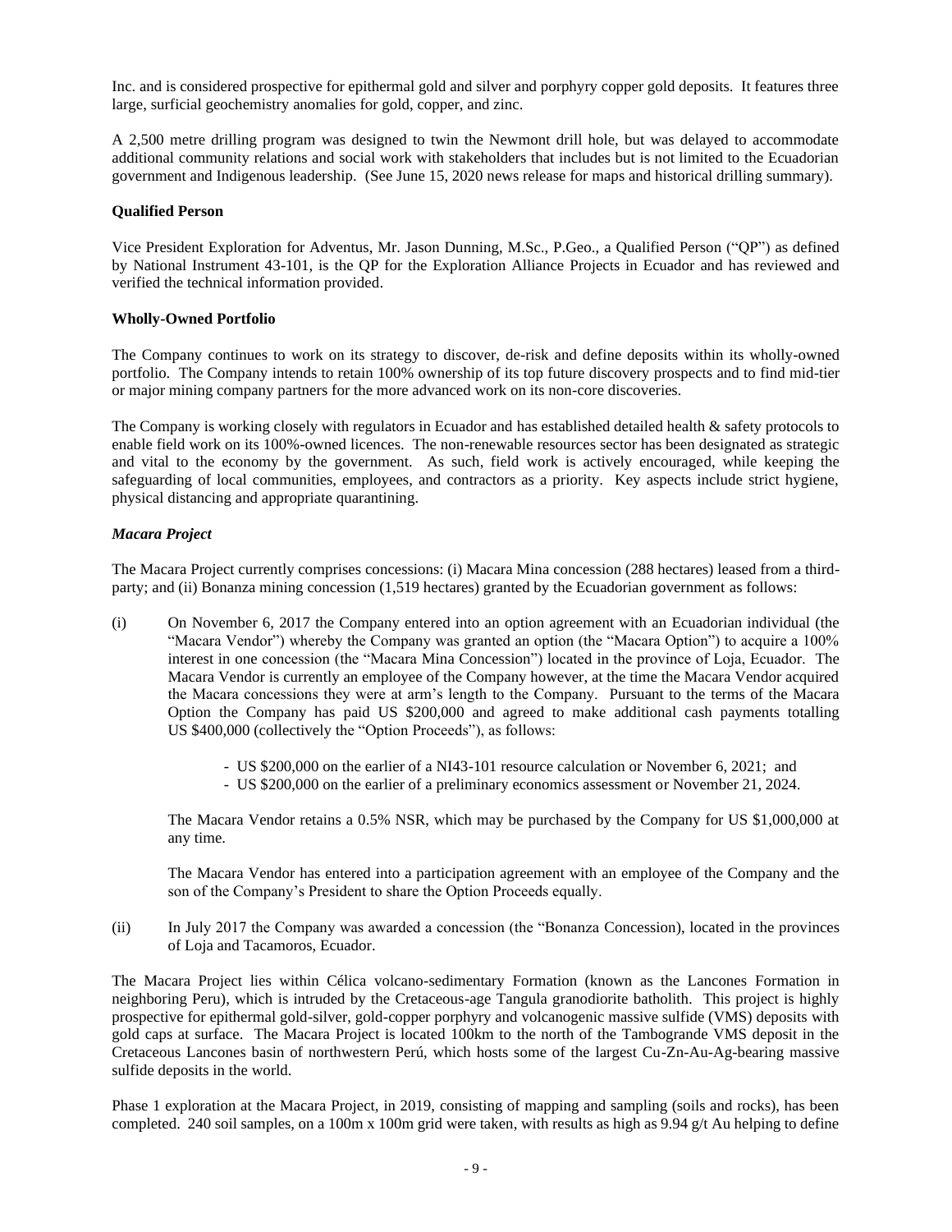Inc. and is considered prospective for epithermal gold and silver and porphyry copper gold deposits. It features three large, surficial geochemistry anomalies for gold, copper, and zinc.

A 2,500 metre drilling program was designed to twin the Newmont drill hole, but was delayed to accommodate additional community relations and social work with stakeholders that includes but is not limited to the Ecuadorian government and Indigenous leadership. (See June 15, 2020 news release for maps and historical drilling summary).

**Qualified Person**

Vice President Exploration for Adventus, Mr. Jason Dunning, M.Sc., P.Geo., a Qualified Person ("QP") as defined by National Instrument 43-101, is the QP for the Exploration Alliance Projects in Ecuador and has reviewed and verified the technical information provided.

**Wholly-Owned Portfolio**

The Company continues to work on its strategy to discover, de-risk and define deposits within its wholly-owned portfolio. The Company intends to retain 100% ownership of its top future discovery prospects and to find mid-tier or major mining company partners for the more advanced work on its non-core discoveries.

The Company is working closely with regulators in Ecuador and has established detailed health & safety protocols to enable field work on its 100%-owned licences. The non-renewable resources sector has been designated as strategic and vital to the economy by the government. As such, field work is actively encouraged, while keeping the safeguarding of local communities, employees, and contractors as a priority. Key aspects include strict hygiene, physical distancing and appropriate quarantining.

***Macara Project***

The Macara Project currently comprises concessions: (i) Macara Mina concession (288 hectares) leased from a third-party; and (ii) Bonanza mining concession (1,519 hectares) granted by the Ecuadorian government as follows:

(i) On November 6, 2017 the Company entered into an option agreement with an Ecuadorian individual (the "Macara Vendor") whereby the Company was granted an option (the "Macara Option") to acquire a 100% interest in one concession (the "Macara Mina Concession") located in the province of Loja, Ecuador. The Macara Vendor is currently an employee of the Company however, at the time the Macara Vendor acquired the Macara concessions they were at arm's length to the Company. Pursuant to the terms of the Macara Option the Company has paid US $200,000 and agreed to make additional cash payments totalling US $400,000 (collectively the "Option Proceeds"), as follows:

   - US $200,000 on the earlier of a NI43-101 resource calculation or November 6, 2021; and
   - US $200,000 on the earlier of a preliminary economics assessment or November 21, 2024.

   The Macara Vendor retains a 0.5% NSR, which may be purchased by the Company for US $1,000,000 at any time.

   The Macara Vendor has entered into a participation agreement with an employee of the Company and the son of the Company's President to share the Option Proceeds equally.

(ii) In July 2017 the Company was awarded a concession (the "Bonanza Concession), located in the provinces of Loja and Tacamoros, Ecuador.

The Macara Project lies within Célica volcano-sedimentary Formation (known as the Lancones Formation in neighboring Peru), which is intruded by the Cretaceous-age Tangula granodiorite batholith. This project is highly prospective for epithermal gold-silver, gold-copper porphyry and volcanogenic massive sulfide (VMS) deposits with gold caps at surface. The Macara Project is located 100km to the north of the Tambogrande VMS deposit in the Cretaceous Lancones basin of northwestern Perú, which hosts some of the largest Cu-Zn-Au-Ag-bearing massive sulfide deposits in the world.

Phase 1 exploration at the Macara Project, in 2019, consisting of mapping and sampling (soils and rocks), has been completed. 240 soil samples, on a 100m x 100m grid were taken, with results as high as 9.94 g/t Au helping to define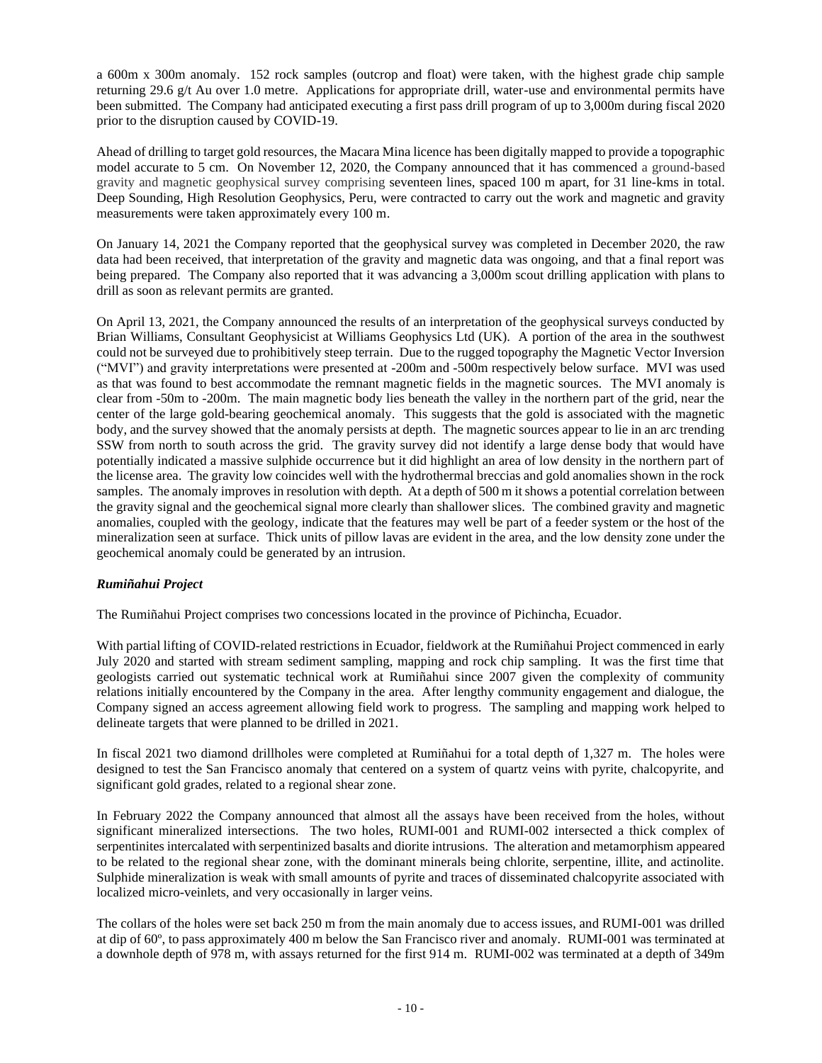a 600m x 300m anomaly. 152 rock samples (outcrop and float) were taken, with the highest grade chip sample returning 29.6 g/t Au over 1.0 metre. Applications for appropriate drill, water-use and environmental permits have been submitted. The Company had anticipated executing a first pass drill program of up to 3,000m during fiscal 2020 prior to the disruption caused by COVID-19.

Ahead of drilling to target gold resources, the Macara Mina licence has been digitally mapped to provide a topographic model accurate to 5 cm. On November 12, 2020, the Company announced that it has commenced a ground-based gravity and magnetic geophysical survey comprising seventeen lines, spaced 100 m apart, for 31 line-kms in total. Deep Sounding, High Resolution Geophysics, Peru, were contracted to carry out the work and magnetic and gravity measurements were taken approximately every 100 m.

On January 14, 2021 the Company reported that the geophysical survey was completed in December 2020, the raw data had been received, that interpretation of the gravity and magnetic data was ongoing, and that a final report was being prepared. The Company also reported that it was advancing a 3,000m scout drilling application with plans to drill as soon as relevant permits are granted.

On April 13, 2021, the Company announced the results of an interpretation of the geophysical surveys conducted by Brian Williams, Consultant Geophysicist at Williams Geophysics Ltd (UK). A portion of the area in the southwest could not be surveyed due to prohibitively steep terrain. Due to the rugged topography the Magnetic Vector Inversion ("MVI") and gravity interpretations were presented at -200m and -500m respectively below surface. MVI was used as that was found to best accommodate the remnant magnetic fields in the magnetic sources. The MVI anomaly is clear from -50m to -200m. The main magnetic body lies beneath the valley in the northern part of the grid, near the center of the large gold-bearing geochemical anomaly. This suggests that the gold is associated with the magnetic body, and the survey showed that the anomaly persists at depth. The magnetic sources appear to lie in an arc trending SSW from north to south across the grid. The gravity survey did not identify a large dense body that would have potentially indicated a massive sulphide occurrence but it did highlight an area of low density in the northern part of the license area. The gravity low coincides well with the hydrothermal breccias and gold anomalies shown in the rock samples. The anomaly improves in resolution with depth. At a depth of 500 m it shows a potential correlation between the gravity signal and the geochemical signal more clearly than shallower slices. The combined gravity and magnetic anomalies, coupled with the geology, indicate that the features may well be part of a feeder system or the host of the mineralization seen at surface. Thick units of pillow lavas are evident in the area, and the low density zone under the geochemical anomaly could be generated by an intrusion.

### *Rumiñahui Project*

The Rumiñahui Project comprises two concessions located in the province of Pichincha, Ecuador.

With partial lifting of COVID-related restrictions in Ecuador, fieldwork at the Rumiñahui Project commenced in early July 2020 and started with stream sediment sampling, mapping and rock chip sampling. It was the first time that geologists carried out systematic technical work at Rumiñahui since 2007 given the complexity of community relations initially encountered by the Company in the area. After lengthy community engagement and dialogue, the Company signed an access agreement allowing field work to progress. The sampling and mapping work helped to delineate targets that were planned to be drilled in 2021.

In fiscal 2021 two diamond drillholes were completed at Rumiñahui for a total depth of 1,327 m. The holes were designed to test the San Francisco anomaly that centered on a system of quartz veins with pyrite, chalcopyrite, and significant gold grades, related to a regional shear zone.

In February 2022 the Company announced that almost all the assays have been received from the holes, without significant mineralized intersections. The two holes, RUMI-001 and RUMI-002 intersected a thick complex of serpentinites intercalated with serpentinized basalts and diorite intrusions. The alteration and metamorphism appeared to be related to the regional shear zone, with the dominant minerals being chlorite, serpentine, illite, and actinolite. Sulphide mineralization is weak with small amounts of pyrite and traces of disseminated chalcopyrite associated with localized micro-veinlets, and very occasionally in larger veins.

The collars of the holes were set back 250 m from the main anomaly due to access issues, and RUMI-001 was drilled at dip of 60º, to pass approximately 400 m below the San Francisco river and anomaly. RUMI-001 was terminated at a downhole depth of 978 m, with assays returned for the first 914 m. RUMI-002 was terminated at a depth of 349m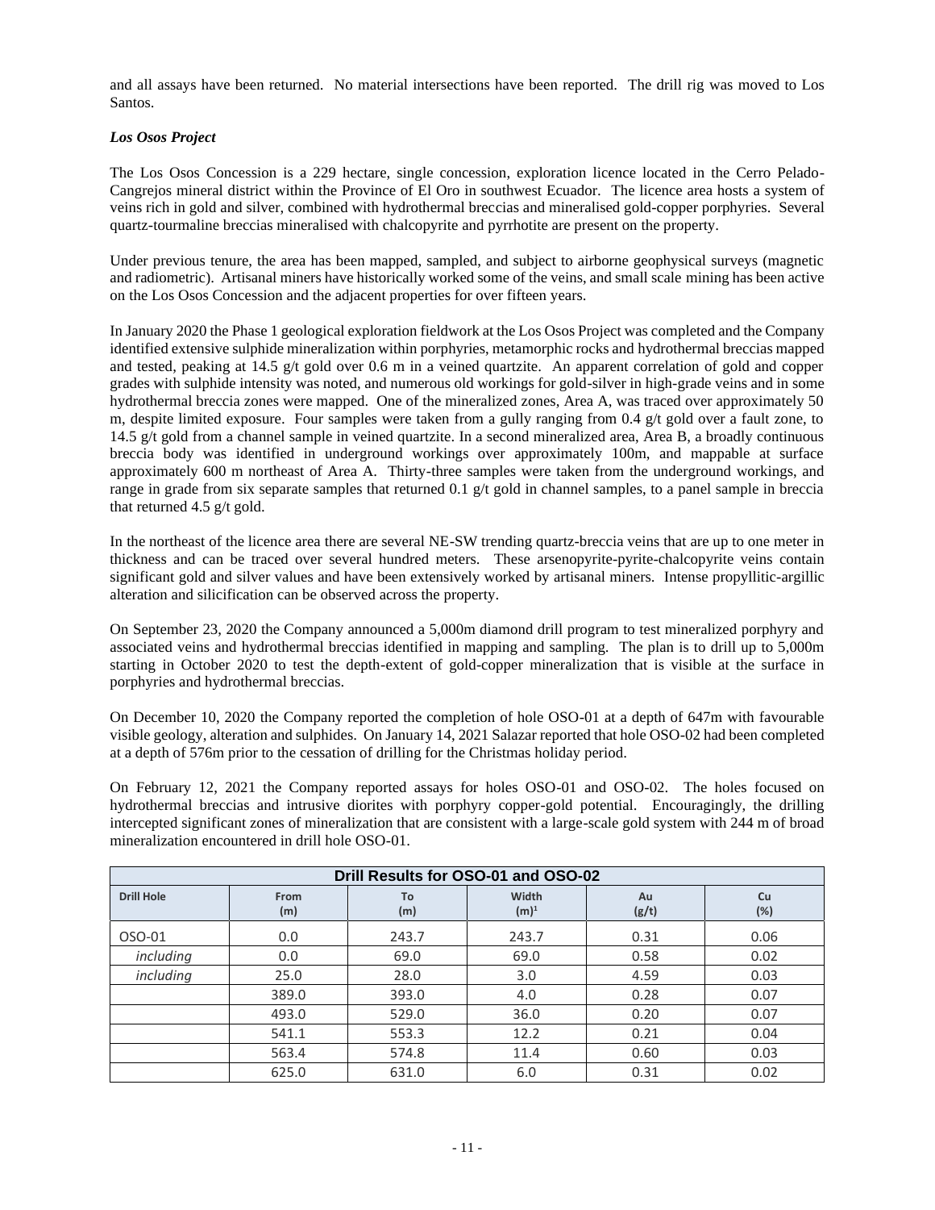and all assays have been returned. No material intersections have been reported. The drill rig was moved to Los Santos.

***Los Osos Project***

The Los Osos Concession is a 229 hectare, single concession, exploration licence located in the Cerro Pelado-Cangrejos mineral district within the Province of El Oro in southwest Ecuador. The licence area hosts a system of veins rich in gold and silver, combined with hydrothermal breccias and mineralised gold-copper porphyries. Several quartz-tourmaline breccias mineralised with chalcopyrite and pyrrhotite are present on the property.

Under previous tenure, the area has been mapped, sampled, and subject to airborne geophysical surveys (magnetic and radiometric). Artisanal miners have historically worked some of the veins, and small scale mining has been active on the Los Osos Concession and the adjacent properties for over fifteen years.

In January 2020 the Phase 1 geological exploration fieldwork at the Los Osos Project was completed and the Company identified extensive sulphide mineralization within porphyries, metamorphic rocks and hydrothermal breccias mapped and tested, peaking at 14.5 g/t gold over 0.6 m in a veined quartzite. An apparent correlation of gold and copper grades with sulphide intensity was noted, and numerous old workings for gold-silver in high-grade veins and in some hydrothermal breccia zones were mapped. One of the mineralized zones, Area A, was traced over approximately 50 m, despite limited exposure. Four samples were taken from a gully ranging from 0.4 g/t gold over a fault zone, to 14.5 g/t gold from a channel sample in veined quartzite. In a second mineralized area, Area B, a broadly continuous breccia body was identified in underground workings over approximately 100m, and mappable at surface approximately 600 m northeast of Area A. Thirty-three samples were taken from the underground workings, and range in grade from six separate samples that returned 0.1 g/t gold in channel samples, to a panel sample in breccia that returned 4.5 g/t gold.

In the northeast of the licence area there are several NE-SW trending quartz-breccia veins that are up to one meter in thickness and can be traced over several hundred meters. These arsenopyrite-pyrite-chalcopyrite veins contain significant gold and silver values and have been extensively worked by artisanal miners. Intense propyllitic-argillic alteration and silicification can be observed across the property.

On September 23, 2020 the Company announced a 5,000m diamond drill program to test mineralized porphyry and associated veins and hydrothermal breccias identified in mapping and sampling. The plan is to drill up to 5,000m starting in October 2020 to test the depth-extent of gold-copper mineralization that is visible at the surface in porphyries and hydrothermal breccias.

On December 10, 2020 the Company reported the completion of hole OSO-01 at a depth of 647m with favourable visible geology, alteration and sulphides. On January 14, 2021 Salazar reported that hole OSO-02 had been completed at a depth of 576m prior to the cessation of drilling for the Christmas holiday period.

On February 12, 2021 the Company reported assays for holes OSO-01 and OSO-02. The holes focused on hydrothermal breccias and intrusive diorites with porphyry copper-gold potential. Encouragingly, the drilling intercepted significant zones of mineralization that are consistent with a large-scale gold system with 244 m of broad mineralization encountered in drill hole OSO-01.

| Drill Results for OSO-01 and OSO-02 | | | | | |
|---|---|---|---|---|---|
| **Drill Hole** | **From (m)** | **To (m)** | **Width (m)[1]** | **Au (g/t)** | **Cu (%)** |
| OSO-01 | 0.0 | 243.7 | 243.7 | 0.31 | 0.06 |
| *including* | 0.0 | 69.0 | 69.0 | 0.58 | 0.02 |
| *including* | 25.0 | 28.0 | 3.0 | 4.59 | 0.03 |
| | 389.0 | 393.0 | 4.0 | 0.28 | 0.07 |
| | 493.0 | 529.0 | 36.0 | 0.20 | 0.07 |
| | 541.1 | 553.3 | 12.2 | 0.21 | 0.04 |
| | 563.4 | 574.8 | 11.4 | 0.60 | 0.03 |
| | 625.0 | 631.0 | 6.0 | 0.31 | 0.02 |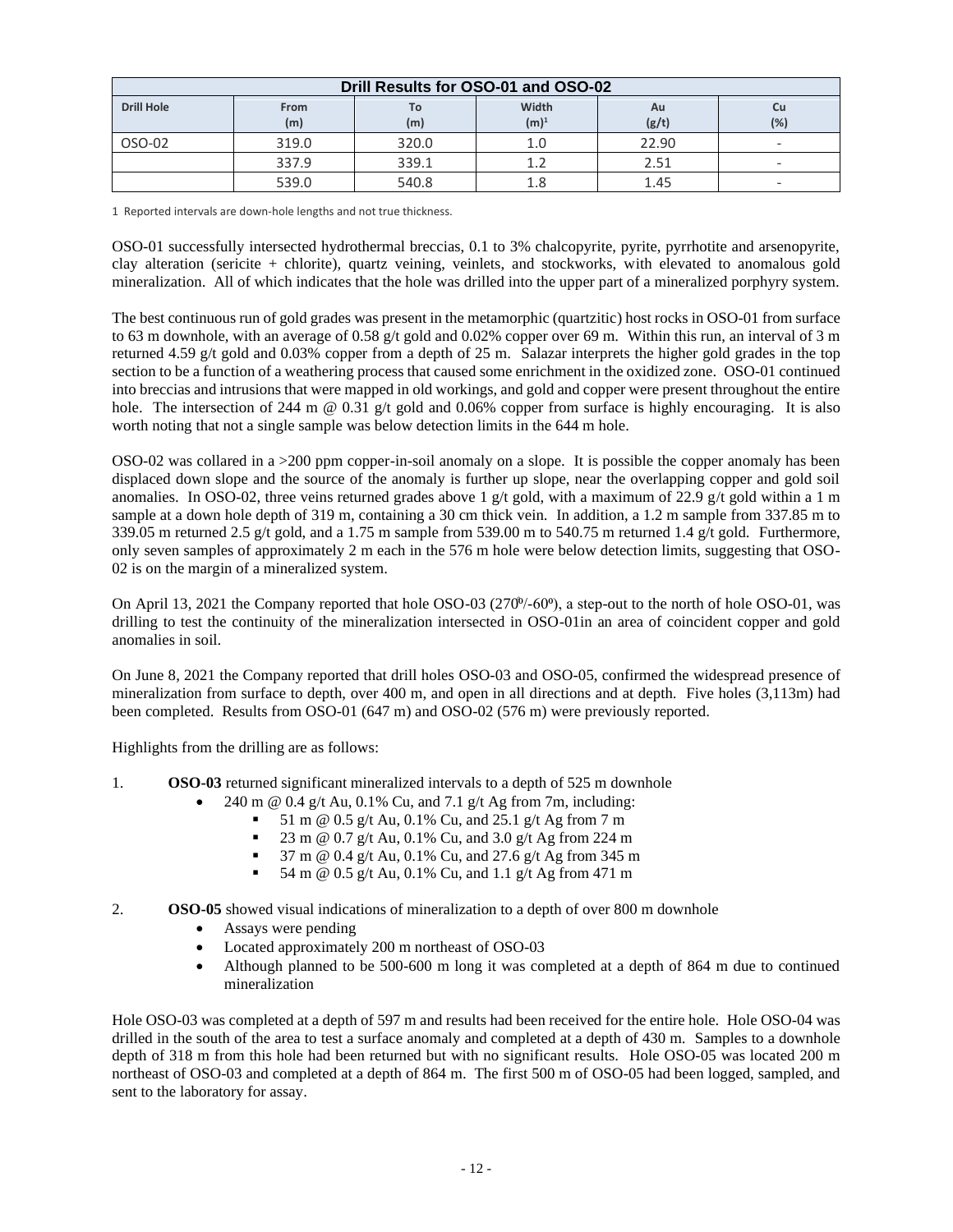| Drill Results for OSO-01 and OSO-02 | | | | | |
|---|---|---|---|---|---|
| Drill Hole | From (m) | To (m) | Width (m)[1] | Au (g/t) | Cu (%) |
| OSO-02 | 319.0 | 320.0 | 1.0 | 22.90 | - |
| | 337.9 | 339.1 | 1.2 | 2.51 | - |
| | 539.0 | 540.8 | 1.8 | 1.45 | - |

1 Reported intervals are down-hole lengths and not true thickness.

OSO-01 successfully intersected hydrothermal breccias, 0.1 to 3% chalcopyrite, pyrite, pyrrhotite and arsenopyrite, clay alteration (sericite + chlorite), quartz veining, veinlets, and stockworks, with elevated to anomalous gold mineralization. All of which indicates that the hole was drilled into the upper part of a mineralized porphyry system.

The best continuous run of gold grades was present in the metamorphic (quartzitic) host rocks in OSO-01 from surface to 63 m downhole, with an average of 0.58 g/t gold and 0.02% copper over 69 m. Within this run, an interval of 3 m returned 4.59 g/t gold and 0.03% copper from a depth of 25 m. Salazar interprets the higher gold grades in the top section to be a function of a weathering process that caused some enrichment in the oxidized zone. OSO-01 continued into breccias and intrusions that were mapped in old workings, and gold and copper were present throughout the entire hole. The intersection of 244 m @ 0.31 g/t gold and 0.06% copper from surface is highly encouraging. It is also worth noting that not a single sample was below detection limits in the 644 m hole.

OSO-02 was collared in a >200 ppm copper-in-soil anomaly on a slope. It is possible the copper anomaly has been displaced down slope and the source of the anomaly is further up slope, near the overlapping copper and gold soil anomalies. In OSO-02, three veins returned grades above 1 g/t gold, with a maximum of 22.9 g/t gold within a 1 m sample at a down hole depth of 319 m, containing a 30 cm thick vein. In addition, a 1.2 m sample from 337.85 m to 339.05 m returned 2.5 g/t gold, and a 1.75 m sample from 539.00 m to 540.75 m returned 1.4 g/t gold. Furthermore, only seven samples of approximately 2 m each in the 576 m hole were below detection limits, suggesting that OSO-02 is on the margin of a mineralized system.

On April 13, 2021 the Company reported that hole OSO-03 (270º/-60º), a step-out to the north of hole OSO-01, was drilling to test the continuity of the mineralization intersected in OSO-01in an area of coincident copper and gold anomalies in soil.

On June 8, 2021 the Company reported that drill holes OSO-03 and OSO-05, confirmed the widespread presence of mineralization from surface to depth, over 400 m, and open in all directions and at depth. Five holes (3,113m) had been completed. Results from OSO-01 (647 m) and OSO-02 (576 m) were previously reported.

Highlights from the drilling are as follows:

1. **OSO-03** returned significant mineralized intervals to a depth of 525 m downhole
   - 240 m @ 0.4 g/t Au, 0.1% Cu, and 7.1 g/t Ag from 7m, including:
     - 51 m @ 0.5 g/t Au, 0.1% Cu, and 25.1 g/t Ag from 7 m
     - 23 m @ 0.7 g/t Au, 0.1% Cu, and 3.0 g/t Ag from 224 m
     - 37 m @ 0.4 g/t Au, 0.1% Cu, and 27.6 g/t Ag from 345 m
     - 54 m @ 0.5 g/t Au, 0.1% Cu, and 1.1 g/t Ag from 471 m

2. **OSO-05** showed visual indications of mineralization to a depth of over 800 m downhole
   - Assays were pending
   - Located approximately 200 m northeast of OSO-03
   - Although planned to be 500-600 m long it was completed at a depth of 864 m due to continued mineralization

Hole OSO-03 was completed at a depth of 597 m and results had been received for the entire hole. Hole OSO-04 was drilled in the south of the area to test a surface anomaly and completed at a depth of 430 m. Samples to a downhole depth of 318 m from this hole had been returned but with no significant results. Hole OSO-05 was located 200 m northeast of OSO-03 and completed at a depth of 864 m. The first 500 m of OSO-05 had been logged, sampled, and sent to the laboratory for assay.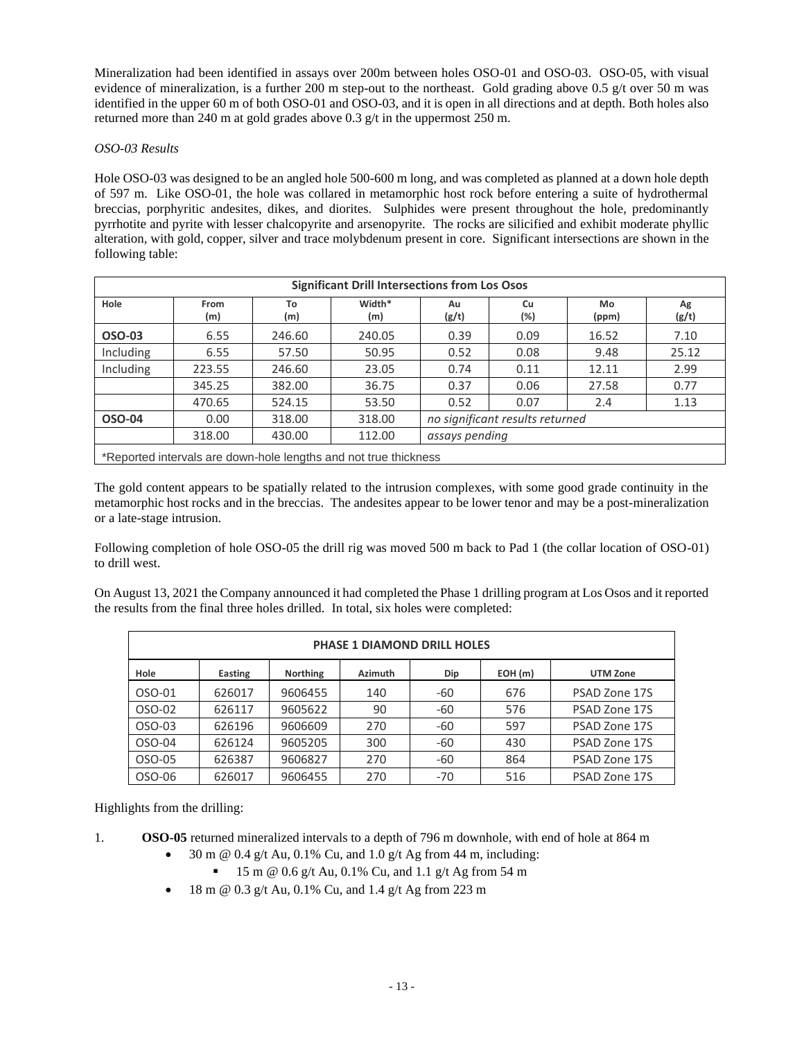Mineralization had been identified in assays over 200m between holes OSO-01 and OSO-03. OSO-05, with visual evidence of mineralization, is a further 200 m step-out to the northeast. Gold grading above 0.5 g/t over 50 m was identified in the upper 60 m of both OSO-01 and OSO-03, and it is open in all directions and at depth. Both holes also returned more than 240 m at gold grades above 0.3 g/t in the uppermost 250 m.

*OSO-03 Results*

Hole OSO-03 was designed to be an angled hole 500-600 m long, and was completed as planned at a down hole depth of 597 m. Like OSO-01, the hole was collared in metamorphic host rock before entering a suite of hydrothermal breccias, porphyritic andesites, dikes, and diorites. Sulphides were present throughout the hole, predominantly pyrrhotite and pyrite with lesser chalcopyrite and arsenopyrite. The rocks are silicified and exhibit moderate phyllic alteration, with gold, copper, silver and trace molybdenum present in core. Significant intersections are shown in the following table:

| Significant Drill Intersections from Los Osos | | | | | | | |
|---|---|---|---|---|---|---|---|
| Hole | From (m) | To (m) | Width* (m) | Au (g/t) | Cu (%) | Mo (ppm) | Ag (g/t) |
| **OSO-03** | 6.55 | 246.60 | 240.05 | 0.39 | 0.09 | 16.52 | 7.10 |
| Including | 6.55 | 57.50 | 50.95 | 0.52 | 0.08 | 9.48 | 25.12 |
| Including | 223.55 | 246.60 | 23.05 | 0.74 | 0.11 | 12.11 | 2.99 |
| | 345.25 | 382.00 | 36.75 | 0.37 | 0.06 | 27.58 | 0.77 |
| | 470.65 | 524.15 | 53.50 | 0.52 | 0.07 | 2.4 | 1.13 |
| **OSO-04** | 0.00 | 318.00 | 318.00 | *no significant results returned* | | | |
| | 318.00 | 430.00 | 112.00 | *assays pending* | | | |
| *Reported intervals are down-hole lengths and not true thickness | | | | | | | |

The gold content appears to be spatially related to the intrusion complexes, with some good grade continuity in the metamorphic host rocks and in the breccias. The andesites appear to be lower tenor and may be a post-mineralization or a late-stage intrusion.

Following completion of hole OSO-05 the drill rig was moved 500 m back to Pad 1 (the collar location of OSO-01) to drill west.

On August 13, 2021 the Company announced it had completed the Phase 1 drilling program at Los Osos and it reported the results from the final three holes drilled. In total, six holes were completed:

| PHASE 1 DIAMOND DRILL HOLES | | | | | | |
|---|---|---|---|---|---|---|
| Hole | Easting | Northing | Azimuth | Dip | EOH (m) | UTM Zone |
| OSO-01 | 626017 | 9606455 | 140 | -60 | 676 | PSAD Zone 17S |
| OSO-02 | 626117 | 9605622 | 90 | -60 | 576 | PSAD Zone 17S |
| OSO-03 | 626196 | 9606609 | 270 | -60 | 597 | PSAD Zone 17S |
| OSO-04 | 626124 | 9605205 | 300 | -60 | 430 | PSAD Zone 17S |
| OSO-05 | 626387 | 9606827 | 270 | -60 | 864 | PSAD Zone 17S |
| OSO-06 | 626017 | 9606455 | 270 | -70 | 516 | PSAD Zone 17S |

Highlights from the drilling:

1. **OSO-05** returned mineralized intervals to a depth of 796 m downhole, with end of hole at 864 m
    - 30 m @ 0.4 g/t Au, 0.1% Cu, and 1.0 g/t Ag from 44 m, including:
        - 15 m @ 0.6 g/t Au, 0.1% Cu, and 1.1 g/t Ag from 54 m
    - 18 m @ 0.3 g/t Au, 0.1% Cu, and 1.4 g/t Ag from 223 m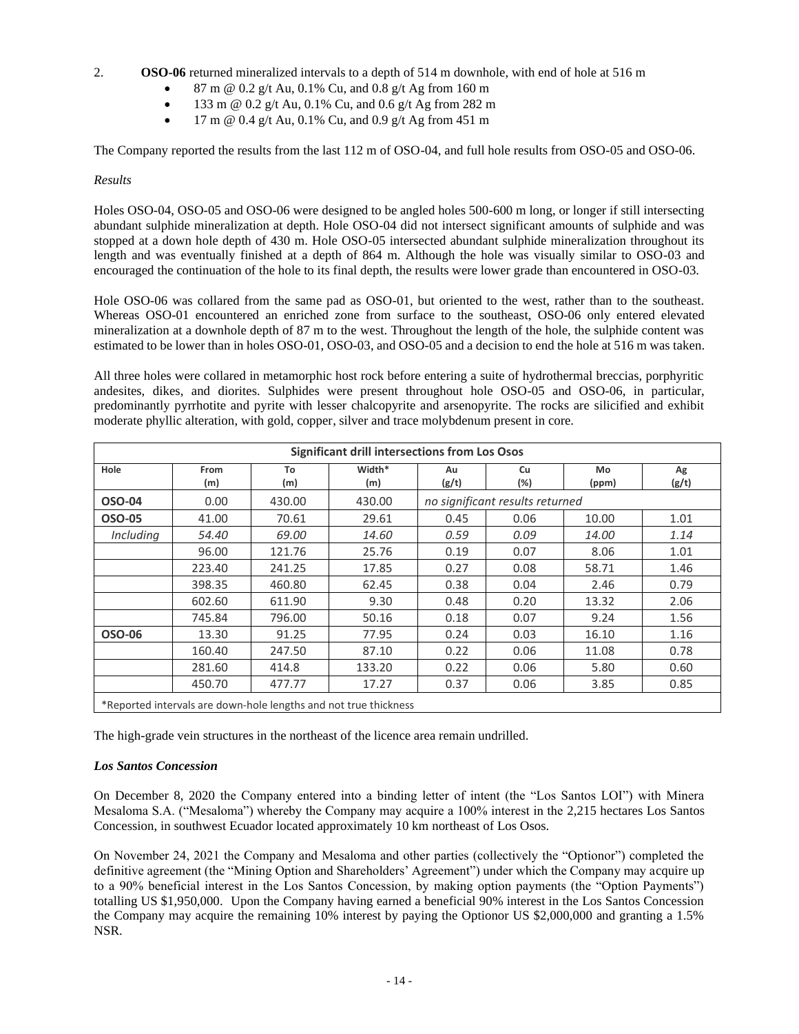2. **OSO-06** returned mineralized intervals to a depth of 514 m downhole, with end of hole at 516 m
   - 87 m @ 0.2 g/t Au, 0.1% Cu, and 0.8 g/t Ag from 160 m
   - 133 m @ 0.2 g/t Au, 0.1% Cu, and 0.6 g/t Ag from 282 m
   - 17 m @ 0.4 g/t Au, 0.1% Cu, and 0.9 g/t Ag from 451 m

The Company reported the results from the last 112 m of OSO-04, and full hole results from OSO-05 and OSO-06.

*Results*

Holes OSO-04, OSO-05 and OSO-06 were designed to be angled holes 500-600 m long, or longer if still intersecting abundant sulphide mineralization at depth. Hole OSO-04 did not intersect significant amounts of sulphide and was stopped at a down hole depth of 430 m. Hole OSO-05 intersected abundant sulphide mineralization throughout its length and was eventually finished at a depth of 864 m. Although the hole was visually similar to OSO-03 and encouraged the continuation of the hole to its final depth, the results were lower grade than encountered in OSO-03.

Hole OSO-06 was collared from the same pad as OSO-01, but oriented to the west, rather than to the southeast. Whereas OSO-01 encountered an enriched zone from surface to the southeast, OSO-06 only entered elevated mineralization at a downhole depth of 87 m to the west. Throughout the length of the hole, the sulphide content was estimated to be lower than in holes OSO-01, OSO-03, and OSO-05 and a decision to end the hole at 516 m was taken.

All three holes were collared in metamorphic host rock before entering a suite of hydrothermal breccias, porphyritic andesites, dikes, and diorites. Sulphides were present throughout hole OSO-05 and OSO-06, in particular, predominantly pyrrhotite and pyrite with lesser chalcopyrite and arsenopyrite. The rocks are silicified and exhibit moderate phyllic alteration, with gold, copper, silver and trace molybdenum present in core.

**Significant drill intersections from Los Osos**

| Hole | From (m) | To (m) | Width* (m) | Au (g/t) | Cu (%) | Mo (ppm) | Ag (g/t) |
|---|---|---|---|---|---|---|---|
| **OSO-04** | 0.00 | 430.00 | 430.00 | *no significant results returned* | | | |
| **OSO-05** | 41.00 | 70.61 | 29.61 | 0.45 | 0.06 | 10.00 | 1.01 |
| *Including* | *54.40* | *69.00* | *14.60* | *0.59* | *0.09* | *14.00* | *1.14* |
| | 96.00 | 121.76 | 25.76 | 0.19 | 0.07 | 8.06 | 1.01 |
| | 223.40 | 241.25 | 17.85 | 0.27 | 0.08 | 58.71 | 1.46 |
| | 398.35 | 460.80 | 62.45 | 0.38 | 0.04 | 2.46 | 0.79 |
| | 602.60 | 611.90 | 9.30 | 0.48 | 0.20 | 13.32 | 2.06 |
| | 745.84 | 796.00 | 50.16 | 0.18 | 0.07 | 9.24 | 1.56 |
| **OSO-06** | 13.30 | 91.25 | 77.95 | 0.24 | 0.03 | 16.10 | 1.16 |
| | 160.40 | 247.50 | 87.10 | 0.22 | 0.06 | 11.08 | 0.78 |
| | 281.60 | 414.8 | 133.20 | 0.22 | 0.06 | 5.80 | 0.60 |
| | 450.70 | 477.77 | 17.27 | 0.37 | 0.06 | 3.85 | 0.85 |

*Reported intervals are down-hole lengths and not true thickness

The high-grade vein structures in the northeast of the licence area remain undrilled.

***Los Santos Concession***

On December 8, 2020 the Company entered into a binding letter of intent (the "Los Santos LOI") with Minera Mesaloma S.A. ("Mesaloma") whereby the Company may acquire a 100% interest in the 2,215 hectares Los Santos Concession, in southwest Ecuador located approximately 10 km northeast of Los Osos.

On November 24, 2021 the Company and Mesaloma and other parties (collectively the "Optionor") completed the definitive agreement (the "Mining Option and Shareholders' Agreement") under which the Company may acquire up to a 90% beneficial interest in the Los Santos Concession, by making option payments (the "Option Payments") totalling US $1,950,000. Upon the Company having earned a beneficial 90% interest in the Los Santos Concession the Company may acquire the remaining 10% interest by paying the Optionor US $2,000,000 and granting a 1.5% NSR.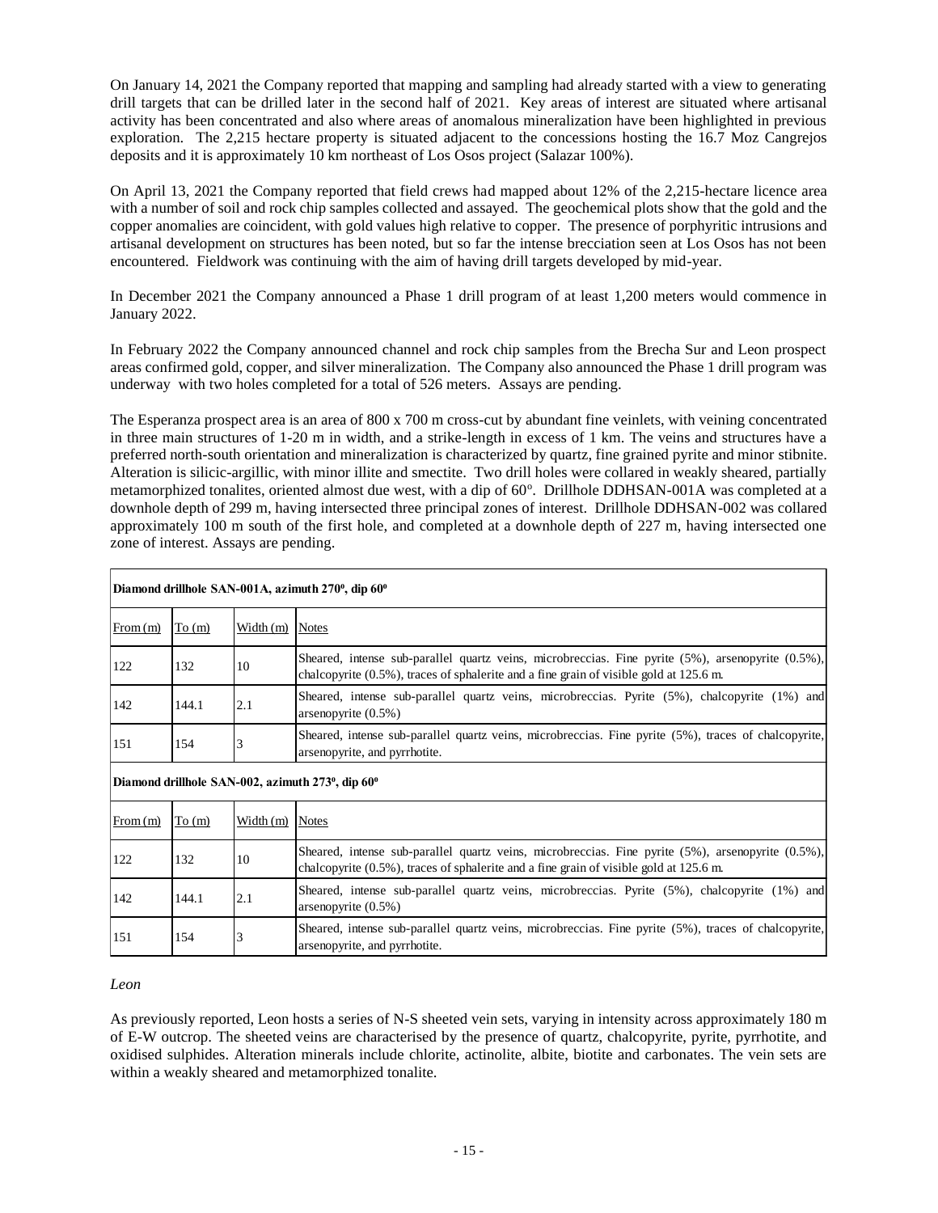On January 14, 2021 the Company reported that mapping and sampling had already started with a view to generating drill targets that can be drilled later in the second half of 2021. Key areas of interest are situated where artisanal activity has been concentrated and also where areas of anomalous mineralization have been highlighted in previous exploration. The 2,215 hectare property is situated adjacent to the concessions hosting the 16.7 Moz Cangrejos deposits and it is approximately 10 km northeast of Los Osos project (Salazar 100%).

On April 13, 2021 the Company reported that field crews had mapped about 12% of the 2,215-hectare licence area with a number of soil and rock chip samples collected and assayed. The geochemical plots show that the gold and the copper anomalies are coincident, with gold values high relative to copper. The presence of porphyritic intrusions and artisanal development on structures has been noted, but so far the intense brecciation seen at Los Osos has not been encountered. Fieldwork was continuing with the aim of having drill targets developed by mid-year.

In December 2021 the Company announced a Phase 1 drill program of at least 1,200 meters would commence in January 2022.

In February 2022 the Company announced channel and rock chip samples from the Brecha Sur and Leon prospect areas confirmed gold, copper, and silver mineralization. The Company also announced the Phase 1 drill program was underway with two holes completed for a total of 526 meters. Assays are pending.

The Esperanza prospect area is an area of 800 x 700 m cross-cut by abundant fine veinlets, with veining concentrated in three main structures of 1-20 m in width, and a strike-length in excess of 1 km. The veins and structures have a preferred north-south orientation and mineralization is characterized by quartz, fine grained pyrite and minor stibnite. Alteration is silicic-argillic, with minor illite and smectite. Two drill holes were collared in weakly sheared, partially metamorphized tonalites, oriented almost due west, with a dip of 60°. Drillhole DDHSAN-001A was completed at a downhole depth of 299 m, having intersected three principal zones of interest. Drillhole DDHSAN-002 was collared approximately 100 m south of the first hole, and completed at a downhole depth of 227 m, having intersected one zone of interest. Assays are pending.

| **Diamond drillhole SAN-001A, azimuth 270º, dip 60º** | | | |
|---|---|---|---|
| From (m) | To (m) | Width (m) | Notes |
| 122 | 132 | 10 | Sheared, intense sub-parallel quartz veins, microbreccias. Fine pyrite (5%), arsenopyrite (0.5%), chalcopyrite (0.5%), traces of sphalerite and a fine grain of visible gold at 125.6 m. |
| 142 | 144.1 | 2.1 | Sheared, intense sub-parallel quartz veins, microbreccias. Pyrite (5%), chalcopyrite (1%) and arsenopyrite (0.5%) |
| 151 | 154 | 3 | Sheared, intense sub-parallel quartz veins, microbreccias. Fine pyrite (5%), traces of chalcopyrite, arsenopyrite, and pyrrhotite. |
| **Diamond drillhole SAN-002, azimuth 273º, dip 60º** | | | |
| From (m) | To (m) | Width (m) | Notes |
| 122 | 132 | 10 | Sheared, intense sub-parallel quartz veins, microbreccias. Fine pyrite (5%), arsenopyrite (0.5%), chalcopyrite (0.5%), traces of sphalerite and a fine grain of visible gold at 125.6 m. |
| 142 | 144.1 | 2.1 | Sheared, intense sub-parallel quartz veins, microbreccias. Pyrite (5%), chalcopyrite (1%) and arsenopyrite (0.5%) |
| 151 | 154 | 3 | Sheared, intense sub-parallel quartz veins, microbreccias. Fine pyrite (5%), traces of chalcopyrite, arsenopyrite, and pyrrhotite. |

*Leon*

As previously reported, Leon hosts a series of N-S sheeted vein sets, varying in intensity across approximately 180 m of E-W outcrop. The sheeted veins are characterised by the presence of quartz, chalcopyrite, pyrite, pyrrhotite, and oxidised sulphides. Alteration minerals include chlorite, actinolite, albite, biotite and carbonates. The vein sets are within a weakly sheared and metamorphized tonalite.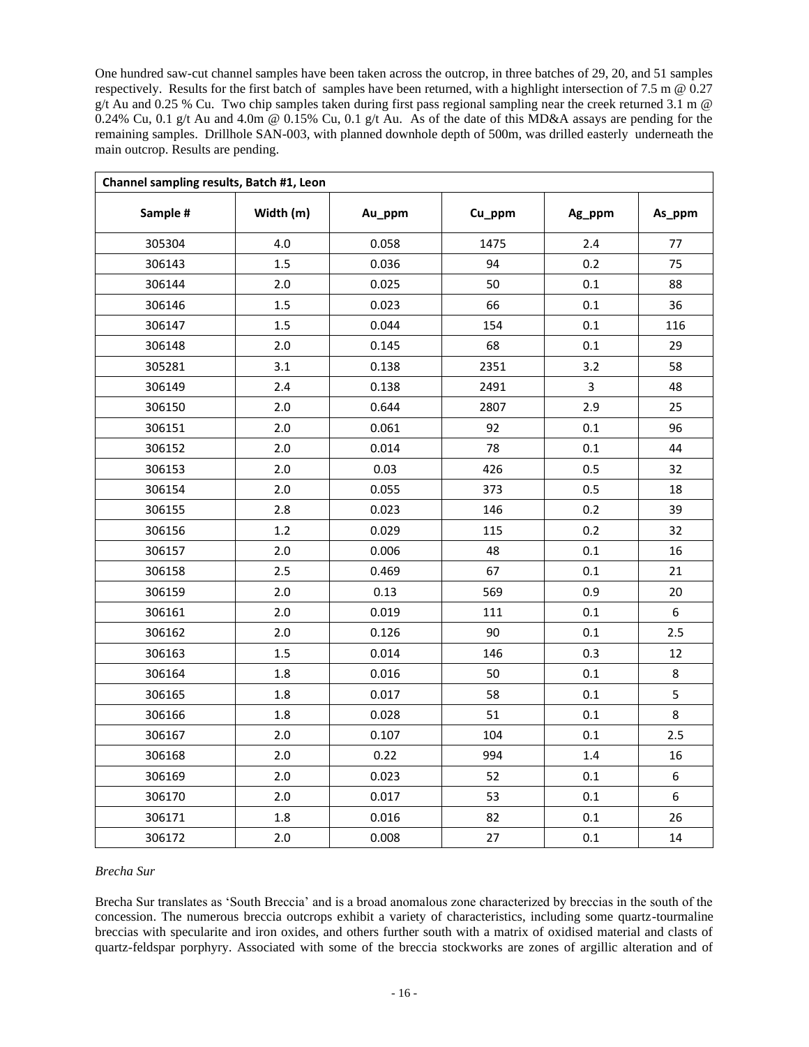One hundred saw-cut channel samples have been taken across the outcrop, in three batches of 29, 20, and 51 samples respectively. Results for the first batch of samples have been returned, with a highlight intersection of 7.5 m @ 0.27 g/t Au and 0.25 % Cu. Two chip samples taken during first pass regional sampling near the creek returned 3.1 m @ 0.24% Cu, 0.1 g/t Au and 4.0m @ 0.15% Cu, 0.1 g/t Au. As of the date of this MD&A assays are pending for the remaining samples. Drillhole SAN-003, with planned downhole depth of 500m, was drilled easterly underneath the main outcrop. Results are pending.

| Channel sampling results, Batch #1, Leon | | | | | |
|---|---|---|---|---|---|
| **Sample #** | **Width (m)** | **Au_ppm** | **Cu_ppm** | **Ag_ppm** | **As_ppm** |
| 305304 | 4.0 | 0.058 | 1475 | 2.4 | 77 |
| 306143 | 1.5 | 0.036 | 94 | 0.2 | 75 |
| 306144 | 2.0 | 0.025 | 50 | 0.1 | 88 |
| 306146 | 1.5 | 0.023 | 66 | 0.1 | 36 |
| 306147 | 1.5 | 0.044 | 154 | 0.1 | 116 |
| 306148 | 2.0 | 0.145 | 68 | 0.1 | 29 |
| 305281 | 3.1 | 0.138 | 2351 | 3.2 | 58 |
| 306149 | 2.4 | 0.138 | 2491 | 3 | 48 |
| 306150 | 2.0 | 0.644 | 2807 | 2.9 | 25 |
| 306151 | 2.0 | 0.061 | 92 | 0.1 | 96 |
| 306152 | 2.0 | 0.014 | 78 | 0.1 | 44 |
| 306153 | 2.0 | 0.03 | 426 | 0.5 | 32 |
| 306154 | 2.0 | 0.055 | 373 | 0.5 | 18 |
| 306155 | 2.8 | 0.023 | 146 | 0.2 | 39 |
| 306156 | 1.2 | 0.029 | 115 | 0.2 | 32 |
| 306157 | 2.0 | 0.006 | 48 | 0.1 | 16 |
| 306158 | 2.5 | 0.469 | 67 | 0.1 | 21 |
| 306159 | 2.0 | 0.13 | 569 | 0.9 | 20 |
| 306161 | 2.0 | 0.019 | 111 | 0.1 | 6 |
| 306162 | 2.0 | 0.126 | 90 | 0.1 | 2.5 |
| 306163 | 1.5 | 0.014 | 146 | 0.3 | 12 |
| 306164 | 1.8 | 0.016 | 50 | 0.1 | 8 |
| 306165 | 1.8 | 0.017 | 58 | 0.1 | 5 |
| 306166 | 1.8 | 0.028 | 51 | 0.1 | 8 |
| 306167 | 2.0 | 0.107 | 104 | 0.1 | 2.5 |
| 306168 | 2.0 | 0.22 | 994 | 1.4 | 16 |
| 306169 | 2.0 | 0.023 | 52 | 0.1 | 6 |
| 306170 | 2.0 | 0.017 | 53 | 0.1 | 6 |
| 306171 | 1.8 | 0.016 | 82 | 0.1 | 26 |
| 306172 | 2.0 | 0.008 | 27 | 0.1 | 14 |

*Brecha Sur*

Brecha Sur translates as 'South Breccia' and is a broad anomalous zone characterized by breccias in the south of the concession. The numerous breccia outcrops exhibit a variety of characteristics, including some quartz-tourmaline breccias with specularite and iron oxides, and others further south with a matrix of oxidised material and clasts of quartz-feldspar porphyry. Associated with some of the breccia stockworks are zones of argillic alteration and of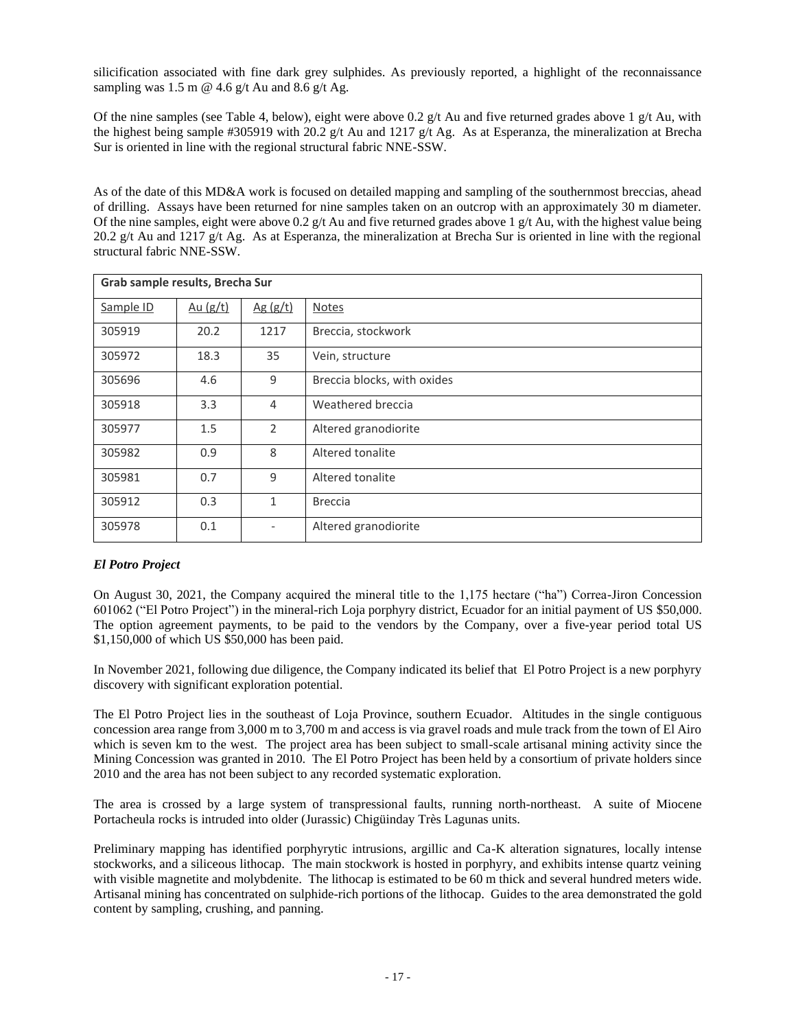silicification associated with fine dark grey sulphides. As previously reported, a highlight of the reconnaissance sampling was 1.5 m @ 4.6 g/t Au and 8.6 g/t Ag.

Of the nine samples (see Table 4, below), eight were above 0.2 g/t Au and five returned grades above 1 g/t Au, with the highest being sample #305919 with 20.2 g/t Au and 1217 g/t Ag. As at Esperanza, the mineralization at Brecha Sur is oriented in line with the regional structural fabric NNE-SSW.

As of the date of this MD&A work is focused on detailed mapping and sampling of the southernmost breccias, ahead of drilling. Assays have been returned for nine samples taken on an outcrop with an approximately 30 m diameter. Of the nine samples, eight were above 0.2 g/t Au and five returned grades above 1 g/t Au, with the highest value being 20.2 g/t Au and 1217 g/t Ag. As at Esperanza, the mineralization at Brecha Sur is oriented in line with the regional structural fabric NNE-SSW.

| **Grab sample results, Brecha Sur** | | | |
|---|---|---|---|
| Sample ID | Au (g/t) | Ag (g/t) | Notes |
| 305919 | 20.2 | 1217 | Breccia, stockwork |
| 305972 | 18.3 | 35 | Vein, structure |
| 305696 | 4.6 | 9 | Breccia blocks, with oxides |
| 305918 | 3.3 | 4 | Weathered breccia |
| 305977 | 1.5 | 2 | Altered granodiorite |
| 305982 | 0.9 | 8 | Altered tonalite |
| 305981 | 0.7 | 9 | Altered tonalite |
| 305912 | 0.3 | 1 | Breccia |
| 305978 | 0.1 | - | Altered granodiorite |

### *El Potro Project*

On August 30, 2021, the Company acquired the mineral title to the 1,175 hectare ("ha") Correa-Jiron Concession 601062 ("El Potro Project") in the mineral-rich Loja porphyry district, Ecuador for an initial payment of US $50,000. The option agreement payments, to be paid to the vendors by the Company, over a five-year period total US $1,150,000 of which US $50,000 has been paid.

In November 2021, following due diligence, the Company indicated its belief that El Potro Project is a new porphyry discovery with significant exploration potential.

The El Potro Project lies in the southeast of Loja Province, southern Ecuador. Altitudes in the single contiguous concession area range from 3,000 m to 3,700 m and access is via gravel roads and mule track from the town of El Airo which is seven km to the west. The project area has been subject to small-scale artisanal mining activity since the Mining Concession was granted in 2010. The El Potro Project has been held by a consortium of private holders since 2010 and the area has not been subject to any recorded systematic exploration.

The area is crossed by a large system of transpressional faults, running north-northeast. A suite of Miocene Portacheula rocks is intruded into older (Jurassic) Chigüinday Très Lagunas units.

Preliminary mapping has identified porphyrytic intrusions, argillic and Ca-K alteration signatures, locally intense stockworks, and a siliceous lithocap. The main stockwork is hosted in porphyry, and exhibits intense quartz veining with visible magnetite and molybdenite. The lithocap is estimated to be 60 m thick and several hundred meters wide. Artisanal mining has concentrated on sulphide-rich portions of the lithocap. Guides to the area demonstrated the gold content by sampling, crushing, and panning.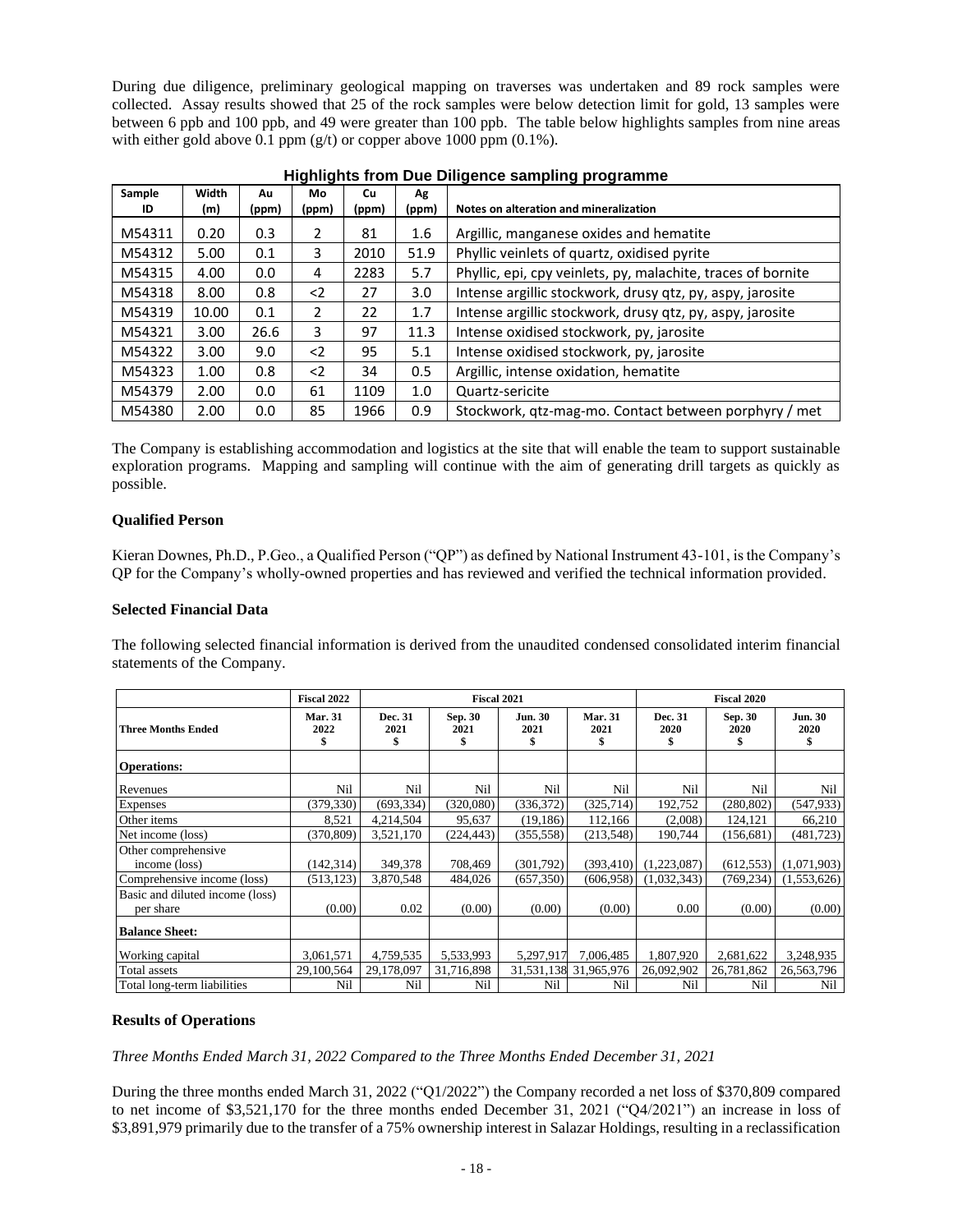During due diligence, preliminary geological mapping on traverses was undertaken and 89 rock samples were collected. Assay results showed that 25 of the rock samples were below detection limit for gold, 13 samples were between 6 ppb and 100 ppb, and 49 were greater than 100 ppb. The table below highlights samples from nine areas with either gold above 0.1 ppm (g/t) or copper above 1000 ppm (0.1%).

**Highlights from Due Diligence sampling programme**

| Sample ID | Width (m) | Au (ppm) | Mo (ppm) | Cu (ppm) | Ag (ppm) | Notes on alteration and mineralization |
|---|---|---|---|---|---|---|
| M54311 | 0.20 | 0.3 | 2 | 81 | 1.6 | Argillic, manganese oxides and hematite |
| M54312 | 5.00 | 0.1 | 3 | 2010 | 51.9 | Phyllic veinlets of quartz, oxidised pyrite |
| M54315 | 4.00 | 0.0 | 4 | 2283 | 5.7 | Phyllic, epi, cpy veinlets, py, malachite, traces of bornite |
| M54318 | 8.00 | 0.8 | <2 | 27 | 3.0 | Intense argillic stockwork, drusy qtz, py, aspy, jarosite |
| M54319 | 10.00 | 0.1 | 2 | 22 | 1.7 | Intense argillic stockwork, drusy qtz, py, aspy, jarosite |
| M54321 | 3.00 | 26.6 | 3 | 97 | 11.3 | Intense oxidised stockwork, py, jarosite |
| M54322 | 3.00 | 9.0 | <2 | 95 | 5.1 | Intense oxidised stockwork, py, jarosite |
| M54323 | 1.00 | 0.8 | <2 | 34 | 0.5 | Argillic, intense oxidation, hematite |
| M54379 | 2.00 | 0.0 | 61 | 1109 | 1.0 | Quartz-sericite |
| M54380 | 2.00 | 0.0 | 85 | 1966 | 0.9 | Stockwork, qtz-mag-mo. Contact between porphyry / met |

The Company is establishing accommodation and logistics at the site that will enable the team to support sustainable exploration programs. Mapping and sampling will continue with the aim of generating drill targets as quickly as possible.

**Qualified Person**

Kieran Downes, Ph.D., P.Geo., a Qualified Person ("QP") as defined by National Instrument 43-101, is the Company's QP for the Company's wholly-owned properties and has reviewed and verified the technical information provided.

**Selected Financial Data**

The following selected financial information is derived from the unaudited condensed consolidated interim financial statements of the Company.

| | Fiscal 2022 | Fiscal 2021 | | | | Fiscal 2020 | | |
|---|---|---|---|---|---|---|---|---|
| **Three Months Ended** | **Mar. 31 2022 $** | **Dec. 31 2021 $** | **Sep. 30 2021 $** | **Jun. 30 2021 $** | **Mar. 31 2021 $** | **Dec. 31 2020 $** | **Sep. 30 2020 $** | **Jun. 30 2020 $** |
| **Operations:** | | | | | | | | |
| Revenues | Nil | Nil | Nil | Nil | Nil | Nil | Nil | Nil |
| Expenses | (379,330) | (693,334) | (320,080) | (336,372) | (325,714) | 192,752 | (280,802) | (547,933) |
| Other items | 8,521 | 4,214,504 | 95,637 | (19,186) | 112,166 | (2,008) | 124,121 | 66,210 |
| Net income (loss) | (370,809) | 3,521,170 | (224,443) | (355,558) | (213,548) | 190,744 | (156,681) | (481,723) |
| Other comprehensive income (loss) | (142,314) | 349,378 | 708,469 | (301,792) | (393,410) | (1,223,087) | (612,553) | (1,071,903) |
| Comprehensive income (loss) | (513,123) | 3,870,548 | 484,026 | (657,350) | (606,958) | (1,032,343) | (769,234) | (1,553,626) |
| Basic and diluted income (loss) per share | (0.00) | 0.02 | (0.00) | (0.00) | (0.00) | 0.00 | (0.00) | (0.00) |
| **Balance Sheet:** | | | | | | | | |
| Working capital | 3,061,571 | 4,759,535 | 5,533,993 | 5,297,917 | 7,006,485 | 1,807,920 | 2,681,622 | 3,248,935 |
| Total assets | 29,100,564 | 29,178,097 | 31,716,898 | 31,531,138 | 31,965,976 | 26,092,902 | 26,781,862 | 26,563,796 |
| Total long-term liabilities | Nil | Nil | Nil | Nil | Nil | Nil | Nil | Nil |

**Results of Operations**

*Three Months Ended March 31, 2022 Compared to the Three Months Ended December 31, 2021*

During the three months ended March 31, 2022 ("Q1/2022") the Company recorded a net loss of $370,809 compared to net income of $3,521,170 for the three months ended December 31, 2021 ("Q4/2021") an increase in loss of $3,891,979 primarily due to the transfer of a 75% ownership interest in Salazar Holdings, resulting in a reclassification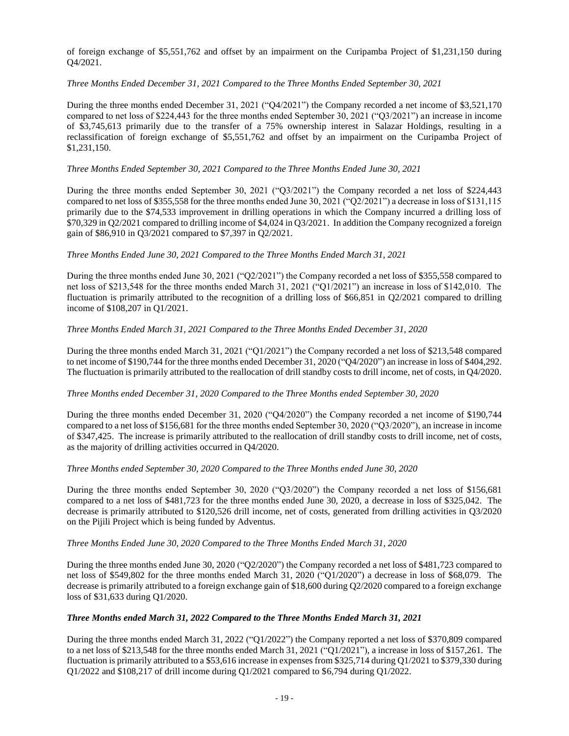of foreign exchange of $5,551,762 and offset by an impairment on the Curipamba Project of $1,231,150 during Q4/2021.

*Three Months Ended December 31, 2021 Compared to the Three Months Ended September 30, 2021*

During the three months ended December 31, 2021 ("Q4/2021") the Company recorded a net income of $3,521,170 compared to net loss of $224,443 for the three months ended September 30, 2021 ("Q3/2021") an increase in income of $3,745,613 primarily due to the transfer of a 75% ownership interest in Salazar Holdings, resulting in a reclassification of foreign exchange of $5,551,762 and offset by an impairment on the Curipamba Project of $1,231,150.

*Three Months Ended September 30, 2021 Compared to the Three Months Ended June 30, 2021*

During the three months ended September 30, 2021 ("Q3/2021") the Company recorded a net loss of $224,443 compared to net loss of $355,558 for the three months ended June 30, 2021 ("Q2/2021") a decrease in loss of $131,115 primarily due to the $74,533 improvement in drilling operations in which the Company incurred a drilling loss of $70,329 in Q2/2021 compared to drilling income of $4,024 in Q3/2021. In addition the Company recognized a foreign gain of $86,910 in Q3/2021 compared to $7,397 in Q2/2021.

*Three Months Ended June 30, 2021 Compared to the Three Months Ended March 31, 2021*

During the three months ended June 30, 2021 ("Q2/2021") the Company recorded a net loss of $355,558 compared to net loss of $213,548 for the three months ended March 31, 2021 ("Q1/2021") an increase in loss of $142,010. The fluctuation is primarily attributed to the recognition of a drilling loss of $66,851 in Q2/2021 compared to drilling income of $108,207 in Q1/2021.

*Three Months Ended March 31, 2021 Compared to the Three Months Ended December 31, 2020*

During the three months ended March 31, 2021 ("Q1/2021") the Company recorded a net loss of $213,548 compared to net income of $190,744 for the three months ended December 31, 2020 ("Q4/2020") an increase in loss of $404,292. The fluctuation is primarily attributed to the reallocation of drill standby costs to drill income, net of costs, in Q4/2020.

*Three Months ended December 31, 2020 Compared to the Three Months ended September 30, 2020*

During the three months ended December 31, 2020 ("Q4/2020") the Company recorded a net income of $190,744 compared to a net loss of $156,681 for the three months ended September 30, 2020 ("Q3/2020"), an increase in income of $347,425. The increase is primarily attributed to the reallocation of drill standby costs to drill income, net of costs, as the majority of drilling activities occurred in Q4/2020.

*Three Months ended September 30, 2020 Compared to the Three Months ended June 30, 2020*

During the three months ended September 30, 2020 ("Q3/2020") the Company recorded a net loss of $156,681 compared to a net loss of $481,723 for the three months ended June 30, 2020, a decrease in loss of $325,042. The decrease is primarily attributed to $120,526 drill income, net of costs, generated from drilling activities in Q3/2020 on the Pijili Project which is being funded by Adventus.

*Three Months Ended June 30, 2020 Compared to the Three Months Ended March 31, 2020*

During the three months ended June 30, 2020 ("Q2/2020") the Company recorded a net loss of $481,723 compared to net loss of $549,802 for the three months ended March 31, 2020 ("Q1/2020") a decrease in loss of $68,079. The decrease is primarily attributed to a foreign exchange gain of $18,600 during Q2/2020 compared to a foreign exchange loss of $31,633 during Q1/2020.

***Three Months ended March 31, 2022 Compared to the Three Months Ended March 31, 2021***

During the three months ended March 31, 2022 ("Q1/2022") the Company reported a net loss of $370,809 compared to a net loss of $213,548 for the three months ended March 31, 2021 ("Q1/2021"), a increase in loss of $157,261. The fluctuation is primarily attributed to a $53,616 increase in expenses from $325,714 during Q1/2021 to $379,330 during Q1/2022 and $108,217 of drill income during Q1/2021 compared to $6,794 during Q1/2022.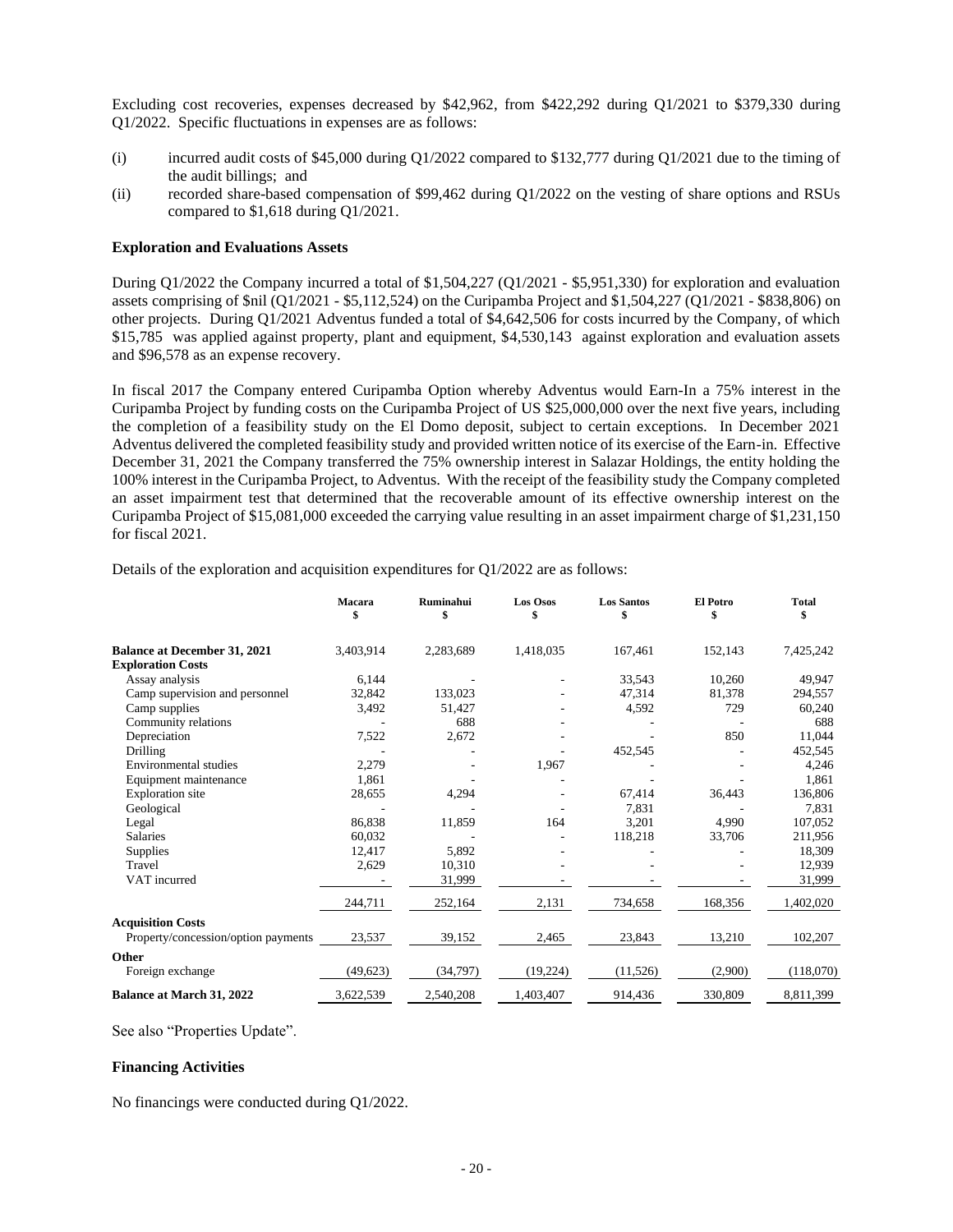Excluding cost recoveries, expenses decreased by $42,962, from $422,292 during Q1/2021 to $379,330 during Q1/2022. Specific fluctuations in expenses are as follows:

(i) incurred audit costs of $45,000 during Q1/2022 compared to $132,777 during Q1/2021 due to the timing of the audit billings; and

(ii) recorded share-based compensation of $99,462 during Q1/2022 on the vesting of share options and RSUs compared to $1,618 during Q1/2021.

### Exploration and Evaluations Assets

During Q1/2022 the Company incurred a total of $1,504,227 (Q1/2021 - $5,951,330) for exploration and evaluation assets comprising of $nil (Q1/2021 - $5,112,524) on the Curipamba Project and $1,504,227 (Q1/2021 - $838,806) on other projects. During Q1/2021 Adventus funded a total of $4,642,506 for costs incurred by the Company, of which $15,785 was applied against property, plant and equipment, $4,530,143 against exploration and evaluation assets and $96,578 as an expense recovery.

In fiscal 2017 the Company entered Curipamba Option whereby Adventus would Earn-In a 75% interest in the Curipamba Project by funding costs on the Curipamba Project of US $25,000,000 over the next five years, including the completion of a feasibility study on the El Domo deposit, subject to certain exceptions. In December 2021 Adventus delivered the completed feasibility study and provided written notice of its exercise of the Earn-in. Effective December 31, 2021 the Company transferred the 75% ownership interest in Salazar Holdings, the entity holding the 100% interest in the Curipamba Project, to Adventus. With the receipt of the feasibility study the Company completed an asset impairment test that determined that the recoverable amount of its effective ownership interest on the Curipamba Project of $15,081,000 exceeded the carrying value resulting in an asset impairment charge of $1,231,150 for fiscal 2021.

Details of the exploration and acquisition expenditures for Q1/2022 are as follows:

| | Macara<br>$ | Ruminahui<br>$ | Los Osos<br>$ | Los Santos<br>$ | El Potro<br>$ | Total<br>$ |
|---|---|---|---|---|---|---|
| **Balance at December 31, 2021** | 3,403,914 | 2,283,689 | 1,418,035 | 167,461 | 152,143 | 7,425,242 |
| **Exploration Costs** | | | | | | |
| Assay analysis | 6,144 | - | - | 33,543 | 10,260 | 49,947 |
| Camp supervision and personnel | 32,842 | 133,023 | - | 47,314 | 81,378 | 294,557 |
| Camp supplies | 3,492 | 51,427 | - | 4,592 | 729 | 60,240 |
| Community relations | - | 688 | - | - | - | 688 |
| Depreciation | 7,522 | 2,672 | - | - | 850 | 11,044 |
| Drilling | - | - | - | 452,545 | - | 452,545 |
| Environmental studies | 2,279 | - | 1,967 | - | - | 4,246 |
| Equipment maintenance | 1,861 | - | - | - | - | 1,861 |
| Exploration site | 28,655 | 4,294 | - | 67,414 | 36,443 | 136,806 |
| Geological | - | - | - | 7,831 | - | 7,831 |
| Legal | 86,838 | 11,859 | 164 | 3,201 | 4,990 | 107,052 |
| Salaries | 60,032 | - | - | 118,218 | 33,706 | 211,956 |
| Supplies | 12,417 | 5,892 | - | - | - | 18,309 |
| Travel | 2,629 | 10,310 | - | - | - | 12,939 |
| VAT incurred | - | 31,999 | - | - | - | 31,999 |
| | 244,711 | 252,164 | 2,131 | 734,658 | 168,356 | 1,402,020 |
| **Acquisition Costs** | | | | | | |
| Property/concession/option payments | 23,537 | 39,152 | 2,465 | 23,843 | 13,210 | 102,207 |
| **Other** | | | | | | |
| Foreign exchange | (49,623) | (34,797) | (19,224) | (11,526) | (2,900) | (118,070) |
| **Balance at March 31, 2022** | 3,622,539 | 2,540,208 | 1,403,407 | 914,436 | 330,809 | 8,811,399 |

See also "Properties Update".

### Financing Activities

No financings were conducted during Q1/2022.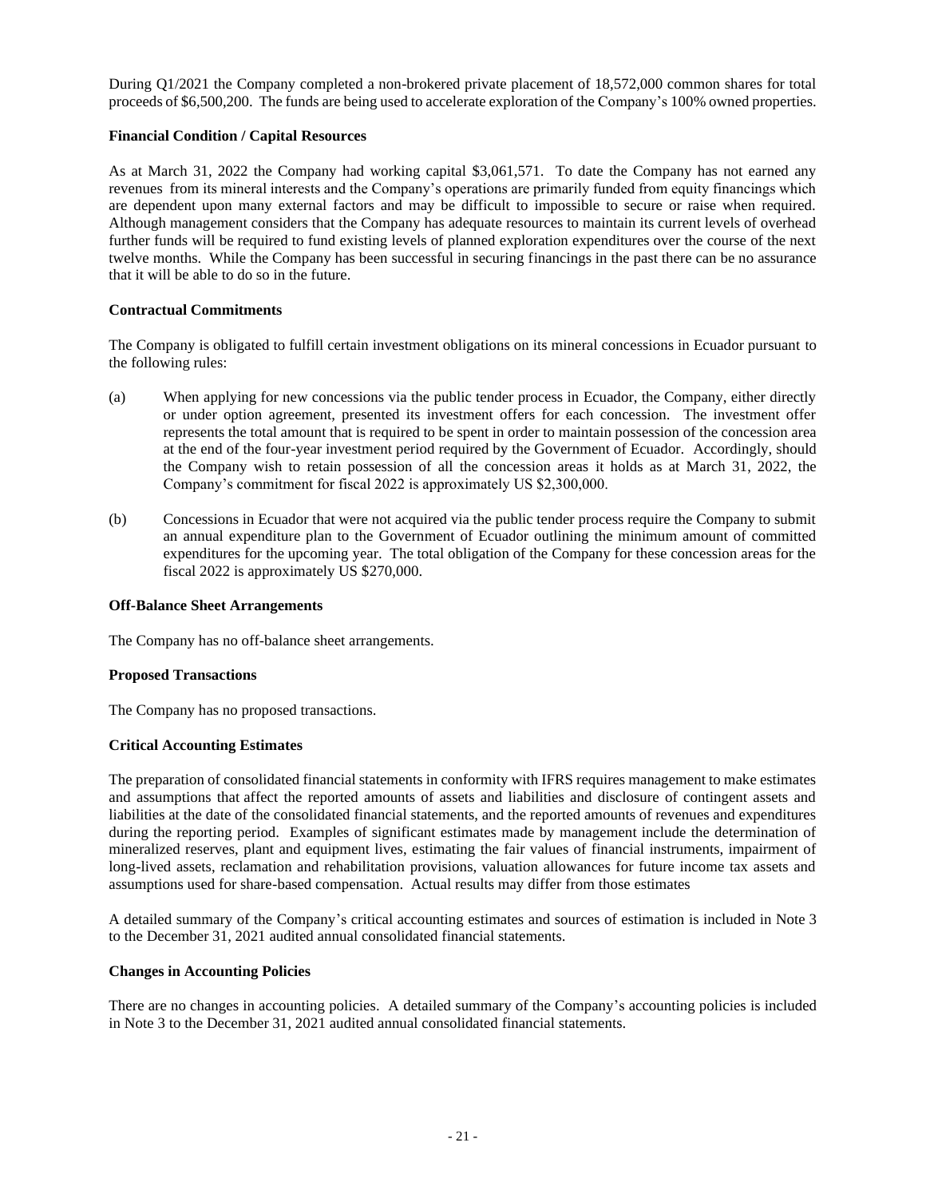During Q1/2021 the Company completed a non-brokered private placement of 18,572,000 common shares for total proceeds of $6,500,200. The funds are being used to accelerate exploration of the Company's 100% owned properties.

**Financial Condition / Capital Resources**

As at March 31, 2022 the Company had working capital $3,061,571. To date the Company has not earned any revenues from its mineral interests and the Company's operations are primarily funded from equity financings which are dependent upon many external factors and may be difficult to impossible to secure or raise when required. Although management considers that the Company has adequate resources to maintain its current levels of overhead further funds will be required to fund existing levels of planned exploration expenditures over the course of the next twelve months. While the Company has been successful in securing financings in the past there can be no assurance that it will be able to do so in the future.

**Contractual Commitments**

The Company is obligated to fulfill certain investment obligations on its mineral concessions in Ecuador pursuant to the following rules:

(a) When applying for new concessions via the public tender process in Ecuador, the Company, either directly or under option agreement, presented its investment offers for each concession. The investment offer represents the total amount that is required to be spent in order to maintain possession of the concession area at the end of the four-year investment period required by the Government of Ecuador. Accordingly, should the Company wish to retain possession of all the concession areas it holds as at March 31, 2022, the Company's commitment for fiscal 2022 is approximately US $2,300,000.

(b) Concessions in Ecuador that were not acquired via the public tender process require the Company to submit an annual expenditure plan to the Government of Ecuador outlining the minimum amount of committed expenditures for the upcoming year. The total obligation of the Company for these concession areas for the fiscal 2022 is approximately US $270,000.

**Off-Balance Sheet Arrangements**

The Company has no off-balance sheet arrangements.

**Proposed Transactions**

The Company has no proposed transactions.

**Critical Accounting Estimates**

The preparation of consolidated financial statements in conformity with IFRS requires management to make estimates and assumptions that affect the reported amounts of assets and liabilities and disclosure of contingent assets and liabilities at the date of the consolidated financial statements, and the reported amounts of revenues and expenditures during the reporting period. Examples of significant estimates made by management include the determination of mineralized reserves, plant and equipment lives, estimating the fair values of financial instruments, impairment of long-lived assets, reclamation and rehabilitation provisions, valuation allowances for future income tax assets and assumptions used for share-based compensation. Actual results may differ from those estimates

A detailed summary of the Company's critical accounting estimates and sources of estimation is included in Note 3 to the December 31, 2021 audited annual consolidated financial statements.

**Changes in Accounting Policies**

There are no changes in accounting policies. A detailed summary of the Company's accounting policies is included in Note 3 to the December 31, 2021 audited annual consolidated financial statements.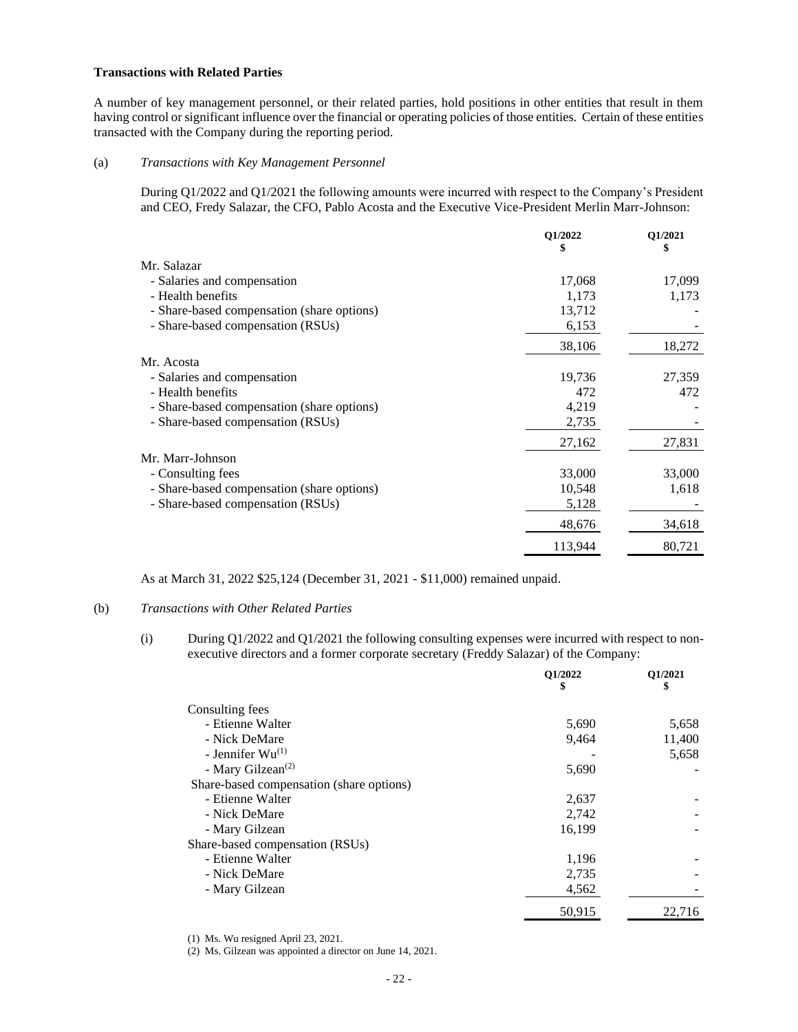**Transactions with Related Parties**

A number of key management personnel, or their related parties, hold positions in other entities that result in them having control or significant influence over the financial or operating policies of those entities. Certain of these entities transacted with the Company during the reporting period.

(a) *Transactions with Key Management Personnel*

During Q1/2022 and Q1/2021 the following amounts were incurred with respect to the Company's President and CEO, Fredy Salazar, the CFO, Pablo Acosta and the Executive Vice-President Merlin Marr-Johnson:

| | Q1/2022<br>$ | Q1/2021<br>$ |
|---|---|---|
| Mr. Salazar | | |
| - Salaries and compensation | 17,068 | 17,099 |
| - Health benefits | 1,173 | 1,173 |
| - Share-based compensation (share options) | 13,712 | - |
| - Share-based compensation (RSUs) | 6,153 | - |
| | 38,106 | 18,272 |
| Mr. Acosta | | |
| - Salaries and compensation | 19,736 | 27,359 |
| - Health benefits | 472 | 472 |
| - Share-based compensation (share options) | 4,219 | - |
| - Share-based compensation (RSUs) | 2,735 | - |
| | 27,162 | 27,831 |
| Mr. Marr-Johnson | | |
| - Consulting fees | 33,000 | 33,000 |
| - Share-based compensation (share options) | 10,548 | 1,618 |
| - Share-based compensation (RSUs) | 5,128 | - |
| | 48,676 | 34,618 |
| | 113,944 | 80,721 |

As at March 31, 2022 $25,124 (December 31, 2021 - $11,000) remained unpaid.

(b) *Transactions with Other Related Parties*

(i) During Q1/2022 and Q1/2021 the following consulting expenses were incurred with respect to non-executive directors and a former corporate secretary (Freddy Salazar) of the Company:

| | Q1/2022<br>$ | Q1/2021<br>$ |
|---|---|---|
| Consulting fees | | |
| - Etienne Walter | 5,690 | 5,658 |
| - Nick DeMare | 9,464 | 11,400 |
| - Jennifer Wu[(1)] | - | 5,658 |
| - Mary Gilzean[(2)] | 5,690 | - |
| Share-based compensation (share options) | | |
| - Etienne Walter | 2,637 | - |
| - Nick DeMare | 2,742 | - |
| - Mary Gilzean | 16,199 | - |
| Share-based compensation (RSUs) | | |
| - Etienne Walter | 1,196 | - |
| - Nick DeMare | 2,735 | - |
| - Mary Gilzean | 4,562 | - |
| | 50,915 | 22,716 |

(1) Ms. Wu resigned April 23, 2021.

(2) Ms. Gilzean was appointed a director on June 14, 2021.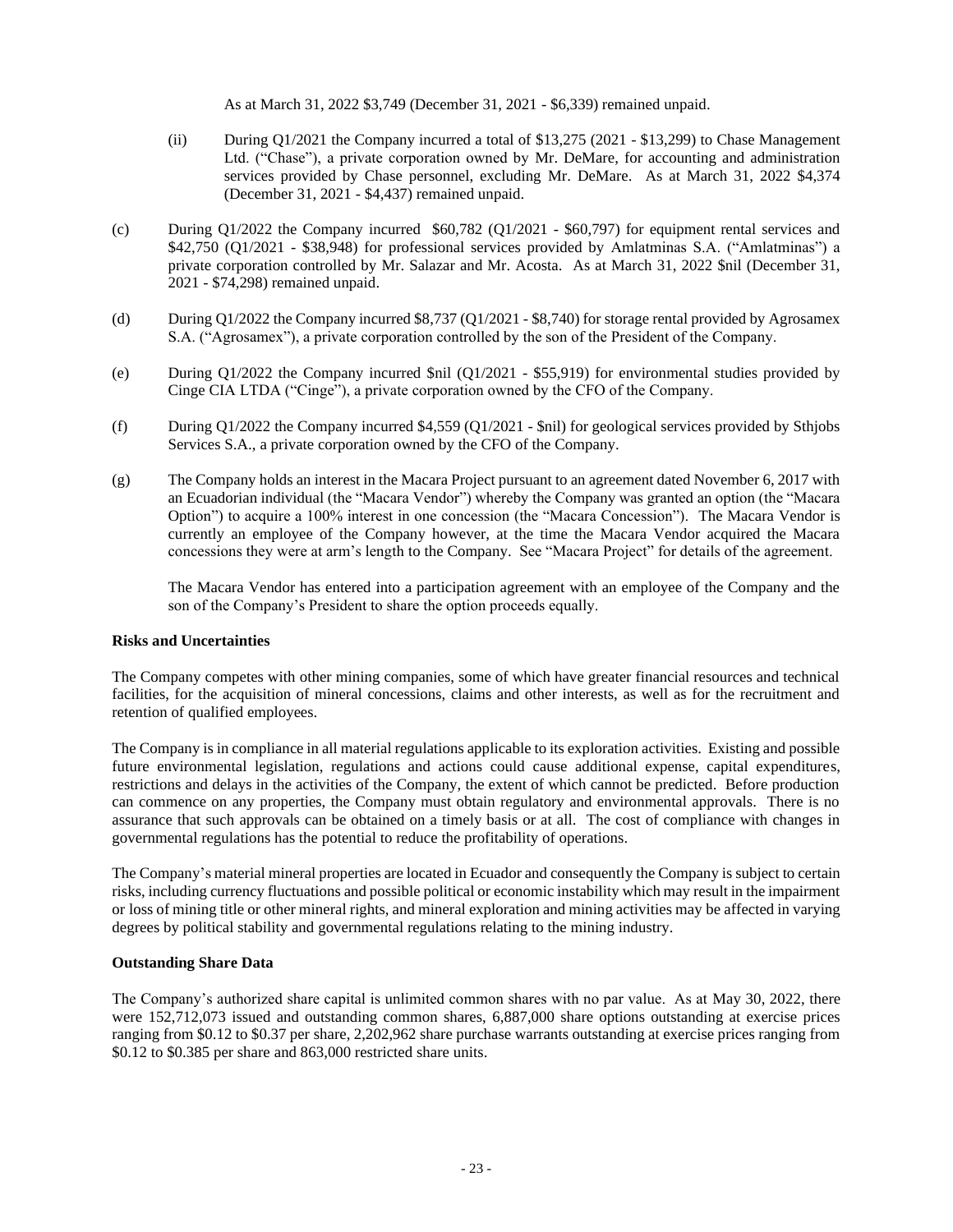As at March 31, 2022 $3,749 (December 31, 2021 - $6,339) remained unpaid.

(ii) During Q1/2021 the Company incurred a total of $13,275 (2021 - $13,299) to Chase Management Ltd. ("Chase"), a private corporation owned by Mr. DeMare, for accounting and administration services provided by Chase personnel, excluding Mr. DeMare. As at March 31, 2022 $4,374 (December 31, 2021 - $4,437) remained unpaid.

(c) During Q1/2022 the Company incurred $60,782 (Q1/2021 - $60,797) for equipment rental services and $42,750 (Q1/2021 - $38,948) for professional services provided by Amlatminas S.A. ("Amlatminas") a private corporation controlled by Mr. Salazar and Mr. Acosta. As at March 31, 2022 $nil (December 31, 2021 - $74,298) remained unpaid.

(d) During Q1/2022 the Company incurred $8,737 (Q1/2021 - $8,740) for storage rental provided by Agrosamex S.A. ("Agrosamex"), a private corporation controlled by the son of the President of the Company.

(e) During Q1/2022 the Company incurred $nil (Q1/2021 - $55,919) for environmental studies provided by Cinge CIA LTDA ("Cinge"), a private corporation owned by the CFO of the Company.

(f) During Q1/2022 the Company incurred $4,559 (Q1/2021 - $nil) for geological services provided by Sthjobs Services S.A., a private corporation owned by the CFO of the Company.

(g) The Company holds an interest in the Macara Project pursuant to an agreement dated November 6, 2017 with an Ecuadorian individual (the "Macara Vendor") whereby the Company was granted an option (the "Macara Option") to acquire a 100% interest in one concession (the "Macara Concession"). The Macara Vendor is currently an employee of the Company however, at the time the Macara Vendor acquired the Macara concessions they were at arm's length to the Company. See "Macara Project" for details of the agreement.

The Macara Vendor has entered into a participation agreement with an employee of the Company and the son of the Company's President to share the option proceeds equally.

**Risks and Uncertainties**

The Company competes with other mining companies, some of which have greater financial resources and technical facilities, for the acquisition of mineral concessions, claims and other interests, as well as for the recruitment and retention of qualified employees.

The Company is in compliance in all material regulations applicable to its exploration activities. Existing and possible future environmental legislation, regulations and actions could cause additional expense, capital expenditures, restrictions and delays in the activities of the Company, the extent of which cannot be predicted. Before production can commence on any properties, the Company must obtain regulatory and environmental approvals. There is no assurance that such approvals can be obtained on a timely basis or at all. The cost of compliance with changes in governmental regulations has the potential to reduce the profitability of operations.

The Company's material mineral properties are located in Ecuador and consequently the Company is subject to certain risks, including currency fluctuations and possible political or economic instability which may result in the impairment or loss of mining title or other mineral rights, and mineral exploration and mining activities may be affected in varying degrees by political stability and governmental regulations relating to the mining industry.

**Outstanding Share Data**

The Company's authorized share capital is unlimited common shares with no par value. As at May 30, 2022, there were 152,712,073 issued and outstanding common shares, 6,887,000 share options outstanding at exercise prices ranging from $0.12 to $0.37 per share, 2,202,962 share purchase warrants outstanding at exercise prices ranging from $0.12 to $0.385 per share and 863,000 restricted share units.